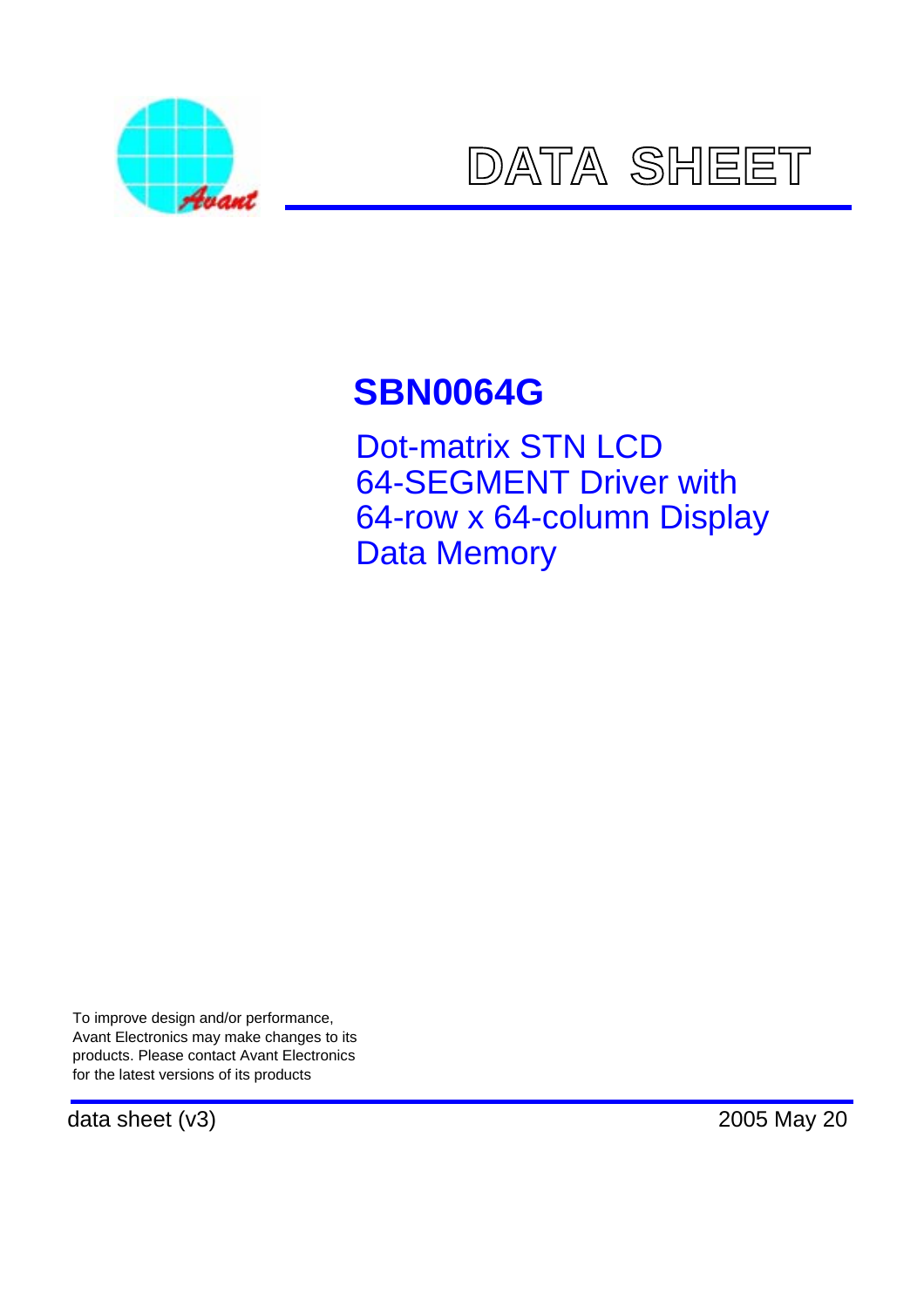# DATA SHEET

## SBN0064G

Dot-matrix STN LCD
64-SEGMENT Driver with
64-row x 64-column Display
Data Memory

To improve design and/or performance,
Avant Electronics may make changes to its
products. Please contact Avant Electronics
for the latest versions of its products

data sheet (v3)

2005 May 20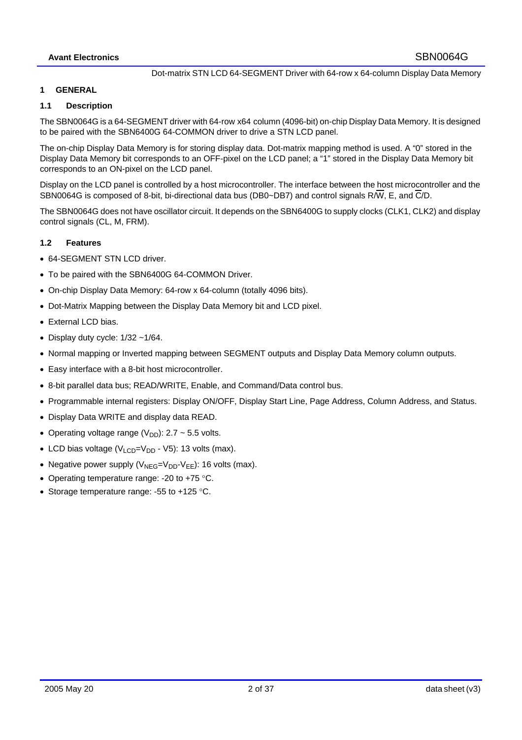# 1 GENERAL

## 1.1 Description

The SBN0064G is a 64-SEGMENT driver with 64-row x64 column (4096-bit) on-chip Display Data Memory. It is designed to be paired with the SBN6400G 64-COMMON driver to drive a STN LCD panel.

The on-chip Display Data Memory is for storing display data. Dot-matrix mapping method is used. A "0" stored in the Display Data Memory bit corresponds to an OFF-pixel on the LCD panel; a "1" stored in the Display Data Memory bit corresponds to an ON-pixel on the LCD panel.

Display on the LCD panel is controlled by a host microcontroller. The interface between the host microcontroller and the SBN0064G is composed of 8-bit, bi-directional data bus (DB0~DB7) and control signals R/$\overline{W}$, E, and $\overline{C}$/D.

The SBN0064G does not have oscillator circuit. It depends on the SBN6400G to supply clocks (CLK1, CLK2) and display control signals (CL, M, FRM).

## 1.2 Features

- 64-SEGMENT STN LCD driver.
- To be paired with the SBN6400G 64-COMMON Driver.
- On-chip Display Data Memory: 64-row x 64-column (totally 4096 bits).
- Dot-Matrix Mapping between the Display Data Memory bit and LCD pixel.
- External LCD bias.
- Display duty cycle: 1/32 ~1/64.
- Normal mapping or Inverted mapping between SEGMENT outputs and Display Data Memory column outputs.
- Easy interface with a 8-bit host microcontroller.
- 8-bit parallel data bus; READ/WRITE, Enable, and Command/Data control bus.
- Programmable internal registers: Display ON/OFF, Display Start Line, Page Address, Column Address, and Status.
- Display Data WRITE and display data READ.
- Operating voltage range ($V_{DD}$): 2.7 ~ 5.5 volts.
- LCD bias voltage ($V_{LCD}$=$V_{DD}$ - V5): 13 volts (max).
- Negative power supply ($V_{NEG}$=$V_{DD}$-$V_{EE}$): 16 volts (max).
- Operating temperature range: -20 to +75 °C.
- Storage temperature range: -55 to +125 °C.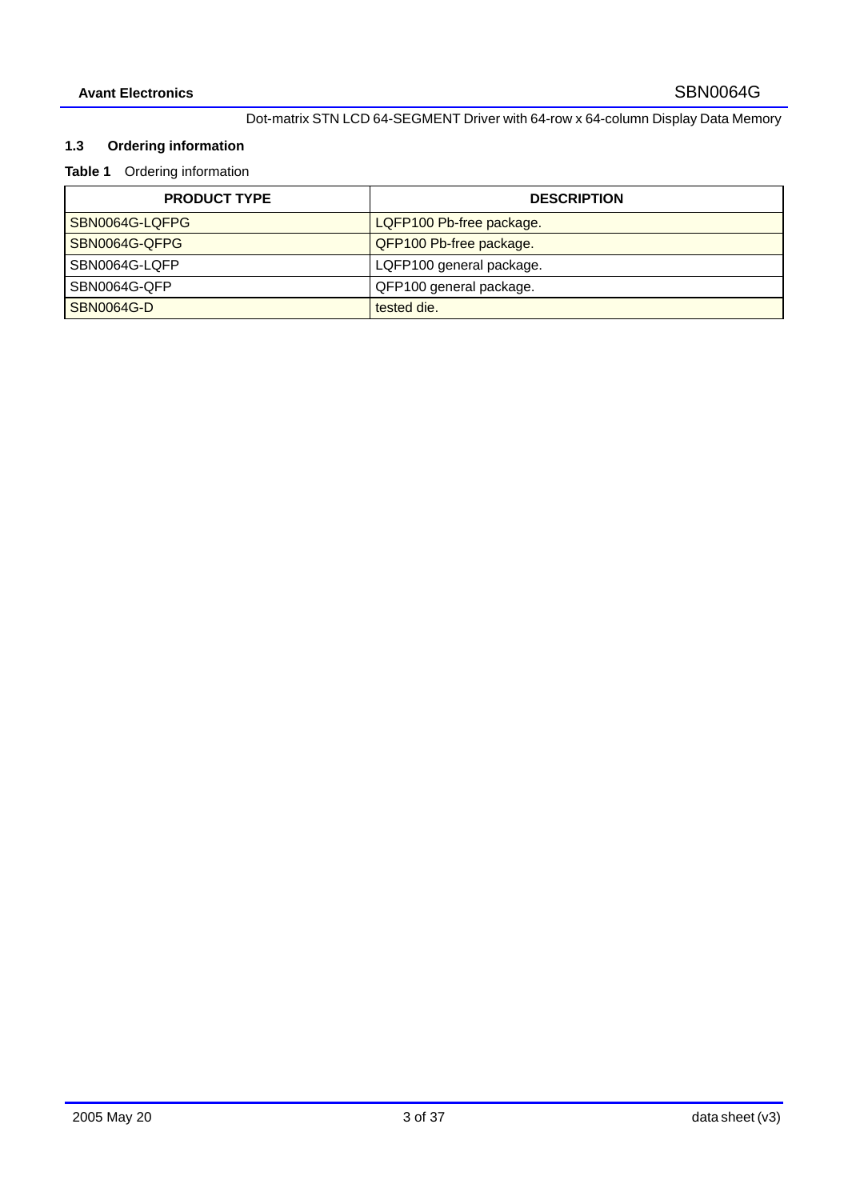### 1.3 Ordering information

**Table 1** Ordering information

| PRODUCT TYPE | DESCRIPTION |
|---|---|
| SBN0064G-LQFPG | LQFP100 Pb-free package. |
| SBN0064G-QFPG | QFP100 Pb-free package. |
| SBN0064G-LQFP | LQFP100 general package. |
| SBN0064G-QFP | QFP100 general package. |
| SBN0064G-D | tested die. |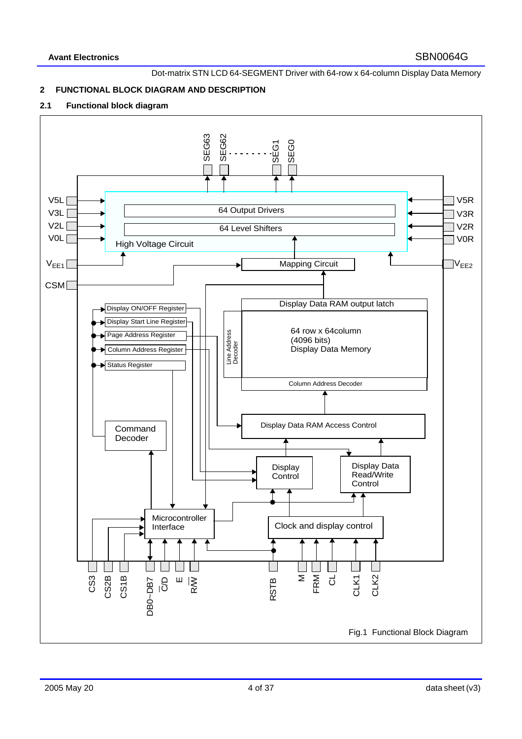## 2 FUNCTIONAL BLOCK DIAGRAM AND DESCRIPTION

### 2.1 Functional block diagram

Fig.1 Functional Block Diagram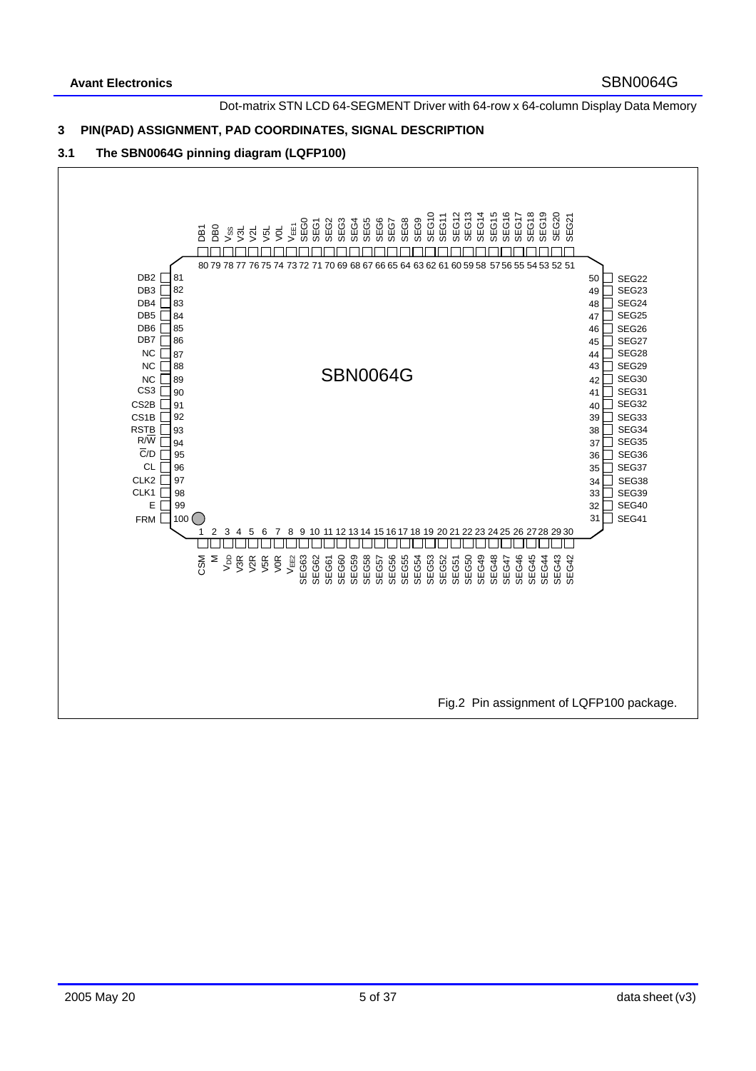## 3 PIN(PAD) ASSIGNMENT, PAD COORDINATES, SIGNAL DESCRIPTION

### 3.1 The SBN0064G pinning diagram (LQFP100)

**SBN0064G**

| Pin | Name | Pin | Name | Pin | Name | Pin | Name |
|---|---|---|---|---|---|---|---|
| 1 | CSM | 26 | SEG46 | 51 | SEG21 | 76 | V2L |
| 2 | M | 27 | SEG45 | 52 | SEG20 | 77 | V3L |
| 3 | $V_{DD}$ | 28 | SEG44 | 53 | SEG19 | 78 | $V_{SS}$ |
| 4 | V3R | 29 | SEG43 | 54 | SEG18 | 79 | DB0 |
| 5 | V2R | 30 | SEG42 | 55 | SEG17 | 80 | DB1 |
| 6 | V5R | 31 | SEG41 | 56 | SEG16 | 81 | DB2 |
| 7 | V0R | 32 | SEG40 | 57 | SEG15 | 82 | DB3 |
| 8 | $V_{EE2}$ | 33 | SEG39 | 58 | SEG14 | 83 | DB4 |
| 9 | SEG63 | 34 | SEG38 | 59 | SEG13 | 84 | DB5 |
| 10 | SEG62 | 35 | SEG37 | 60 | SEG12 | 85 | DB6 |
| 11 | SEG61 | 36 | SEG36 | 61 | SEG11 | 86 | DB7 |
| 12 | SEG60 | 37 | SEG35 | 62 | SEG10 | 87 | NC |
| 13 | SEG59 | 38 | SEG34 | 63 | SEG9 | 88 | NC |
| 14 | SEG58 | 39 | SEG33 | 64 | SEG8 | 89 | NC |
| 15 | SEG57 | 40 | SEG32 | 65 | SEG7 | 90 | CS3 |
| 16 | SEG56 | 41 | SEG31 | 66 | SEG6 | 91 | CS2B |
| 17 | SEG55 | 42 | SEG30 | 67 | SEG5 | 92 | CS1B |
| 18 | SEG54 | 43 | SEG29 | 68 | SEG4 | 93 | RSTB |
| 19 | SEG53 | 44 | SEG28 | 69 | SEG3 | 94 | R/W |
| 20 | SEG52 | 45 | SEG27 | 70 | SEG2 | 95 | C/D |
| 21 | SEG51 | 46 | SEG26 | 71 | SEG1 | 96 | CL |
| 22 | SEG50 | 47 | SEG25 | 72 | SEG0 | 97 | CLK2 |
| 23 | SEG49 | 48 | SEG24 | 73 | $V_{EE1}$ | 98 | CLK1 |
| 24 | SEG48 | 49 | SEG23 | 74 | V0L | 99 | E |
| 25 | SEG47 | 50 | SEG22 | 75 | V5L | 100 | FRM |

Fig.2 Pin assignment of LQFP100 package.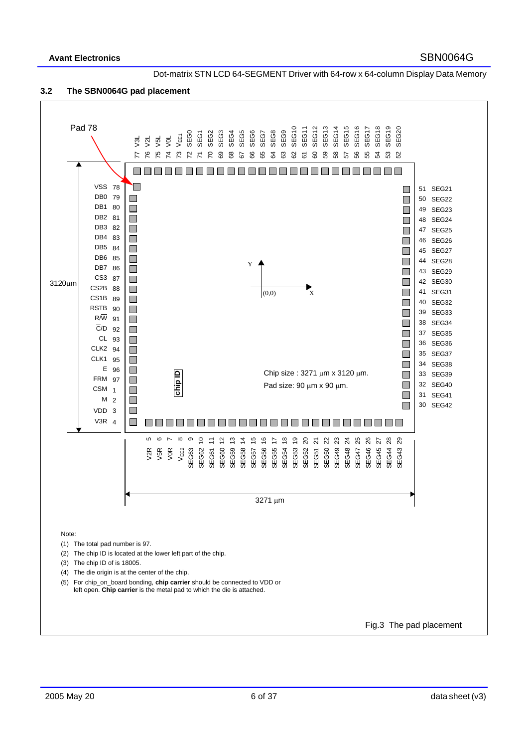### 3.2 The SBN0064G pad placement

Pad 78

| Pad No. | Pad Name | Pad No. | Pad Name | Pad No. | Pad Name | Pad No. | Pad Name |
|---|---|---|---|---|---|---|---|
| 1 | CSM | 26 | SEG46 | 51 | SEG21 | 76 | V2L |
| 2 | M | 27 | SEG45 | 52 | SEG20 | 77 | V3L |
| 3 | VDD | 28 | SEG44 | 53 | SEG19 | 78 | VSS |
| 4 | V3R | 29 | SEG43 | 54 | SEG18 | 79 | DB0 |
| 5 | V2R | 30 | SEG42 | 55 | SEG17 | 80 | DB1 |
| 6 | V5R | 31 | SEG41 | 56 | SEG16 | 81 | DB2 |
| 7 | V0R | 32 | SEG40 | 57 | SEG15 | 82 | DB3 |
| 8 | $V_{EE2}$ | 33 | SEG39 | 58 | SEG14 | 83 | DB4 |
| 9 | SEG63 | 34 | SEG38 | 59 | SEG13 | 84 | DB5 |
| 10 | SEG62 | 35 | SEG37 | 60 | SEG12 | 85 | DB6 |
| 11 | SEG61 | 36 | SEG36 | 61 | SEG11 | 86 | DB7 |
| 12 | SEG60 | 37 | SEG35 | 62 | SEG10 | 87 | CS3 |
| 13 | SEG59 | 38 | SEG34 | 63 | SEG9 | 88 | CS2B |
| 14 | SEG58 | 39 | SEG33 | 64 | SEG8 | 89 | CS1B |
| 15 | SEG57 | 40 | SEG32 | 65 | SEG7 | 90 | RSTB |
| 16 | SEG56 | 41 | SEG31 | 66 | SEG6 | 91 | R/$\overline{W}$ |
| 17 | SEG55 | 42 | SEG30 | 67 | SEG5 | 92 | $\overline{C}$/D |
| 18 | SEG54 | 43 | SEG29 | 68 | SEG4 | 93 | CL |
| 19 | SEG53 | 44 | SEG28 | 69 | SEG3 | 94 | CLK2 |
| 20 | SEG52 | 45 | SEG27 | 70 | SEG2 | 95 | CLK1 |
| 21 | SEG51 | 46 | SEG26 | 71 | SEG1 | 96 | E |
| 22 | SEG50 | 47 | SEG25 | 72 | SEG0 | 97 | FRM |
| 23 | SEG49 | 48 | SEG24 | 73 | $V_{EE1}$ | | |
| 24 | SEG48 | 49 | SEG23 | 74 | V0L | | |
| 25 | SEG47 | 50 | SEG22 | 75 | V5L | | |

Y, X, (0,0)

chip ID

Chip size : 3271 µm x 3120 µm.

Pad size: 90 µm x 90 µm.

3120µm

3271 µm

Note:

(1) The total pad number is 97.

(2) The chip ID is located at the lower left part of the chip.

(3) The chip ID of is 18005.

(4) The die origin is at the center of the chip.

(5) For chip_on_board bonding, **chip carrier** should be connected to VDD or left open. **Chip carrier** is the metal pad to which the die is attached.

Fig.3 The pad placement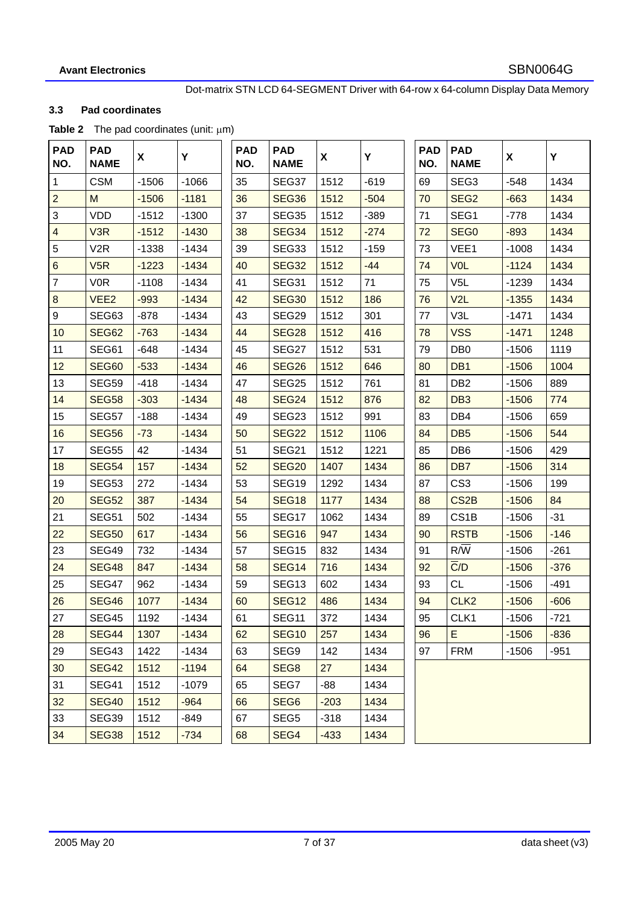### 3.3 Pad coordinates

**Table 2** The pad coordinates (unit: μm)

| PAD NO. | PAD NAME | X | Y | PAD NO. | PAD NAME | X | Y | PAD NO. | PAD NAME | X | Y |
|---|---|---|---|---|---|---|---|---|---|---|---|
| 1 | CSM | -1506 | -1066 | 35 | SEG37 | 1512 | -619 | 69 | SEG3 | -548 | 1434 |
| 2 | M | -1506 | -1181 | 36 | SEG36 | 1512 | -504 | 70 | SEG2 | -663 | 1434 |
| 3 | VDD | -1512 | -1300 | 37 | SEG35 | 1512 | -389 | 71 | SEG1 | -778 | 1434 |
| 4 | V3R | -1512 | -1430 | 38 | SEG34 | 1512 | -274 | 72 | SEG0 | -893 | 1434 |
| 5 | V2R | -1338 | -1434 | 39 | SEG33 | 1512 | -159 | 73 | VEE1 | -1008 | 1434 |
| 6 | V5R | -1223 | -1434 | 40 | SEG32 | 1512 | -44 | 74 | V0L | -1124 | 1434 |
| 7 | V0R | -1108 | -1434 | 41 | SEG31 | 1512 | 71 | 75 | V5L | -1239 | 1434 |
| 8 | VEE2 | -993 | -1434 | 42 | SEG30 | 1512 | 186 | 76 | V2L | -1355 | 1434 |
| 9 | SEG63 | -878 | -1434 | 43 | SEG29 | 1512 | 301 | 77 | V3L | -1471 | 1434 |
| 10 | SEG62 | -763 | -1434 | 44 | SEG28 | 1512 | 416 | 78 | VSS | -1471 | 1248 |
| 11 | SEG61 | -648 | -1434 | 45 | SEG27 | 1512 | 531 | 79 | DB0 | -1506 | 1119 |
| 12 | SEG60 | -533 | -1434 | 46 | SEG26 | 1512 | 646 | 80 | DB1 | -1506 | 1004 |
| 13 | SEG59 | -418 | -1434 | 47 | SEG25 | 1512 | 761 | 81 | DB2 | -1506 | 889 |
| 14 | SEG58 | -303 | -1434 | 48 | SEG24 | 1512 | 876 | 82 | DB3 | -1506 | 774 |
| 15 | SEG57 | -188 | -1434 | 49 | SEG23 | 1512 | 991 | 83 | DB4 | -1506 | 659 |
| 16 | SEG56 | -73 | -1434 | 50 | SEG22 | 1512 | 1106 | 84 | DB5 | -1506 | 544 |
| 17 | SEG55 | 42 | -1434 | 51 | SEG21 | 1512 | 1221 | 85 | DB6 | -1506 | 429 |
| 18 | SEG54 | 157 | -1434 | 52 | SEG20 | 1407 | 1434 | 86 | DB7 | -1506 | 314 |
| 19 | SEG53 | 272 | -1434 | 53 | SEG19 | 1292 | 1434 | 87 | CS3 | -1506 | 199 |
| 20 | SEG52 | 387 | -1434 | 54 | SEG18 | 1177 | 1434 | 88 | CS2B | -1506 | 84 |
| 21 | SEG51 | 502 | -1434 | 55 | SEG17 | 1062 | 1434 | 89 | CS1B | -1506 | -31 |
| 22 | SEG50 | 617 | -1434 | 56 | SEG16 | 947 | 1434 | 90 | RSTB | -1506 | -146 |
| 23 | SEG49 | 732 | -1434 | 57 | SEG15 | 832 | 1434 | 91 | R/$\overline{W}$ | -1506 | -261 |
| 24 | SEG48 | 847 | -1434 | 58 | SEG14 | 716 | 1434 | 92 | $\overline{C}$/D | -1506 | -376 |
| 25 | SEG47 | 962 | -1434 | 59 | SEG13 | 602 | 1434 | 93 | CL | -1506 | -491 |
| 26 | SEG46 | 1077 | -1434 | 60 | SEG12 | 486 | 1434 | 94 | CLK2 | -1506 | -606 |
| 27 | SEG45 | 1192 | -1434 | 61 | SEG11 | 372 | 1434 | 95 | CLK1 | -1506 | -721 |
| 28 | SEG44 | 1307 | -1434 | 62 | SEG10 | 257 | 1434 | 96 | E | -1506 | -836 |
| 29 | SEG43 | 1422 | -1434 | 63 | SEG9 | 142 | 1434 | 97 | FRM | -1506 | -951 |
| 30 | SEG42 | 1512 | -1194 | 64 | SEG8 | 27 | 1434 | | | | |
| 31 | SEG41 | 1512 | -1079 | 65 | SEG7 | -88 | 1434 | | | | |
| 32 | SEG40 | 1512 | -964 | 66 | SEG6 | -203 | 1434 | | | | |
| 33 | SEG39 | 1512 | -849 | 67 | SEG5 | -318 | 1434 | | | | |
| 34 | SEG38 | 1512 | -734 | 68 | SEG4 | -433 | 1434 | | | | |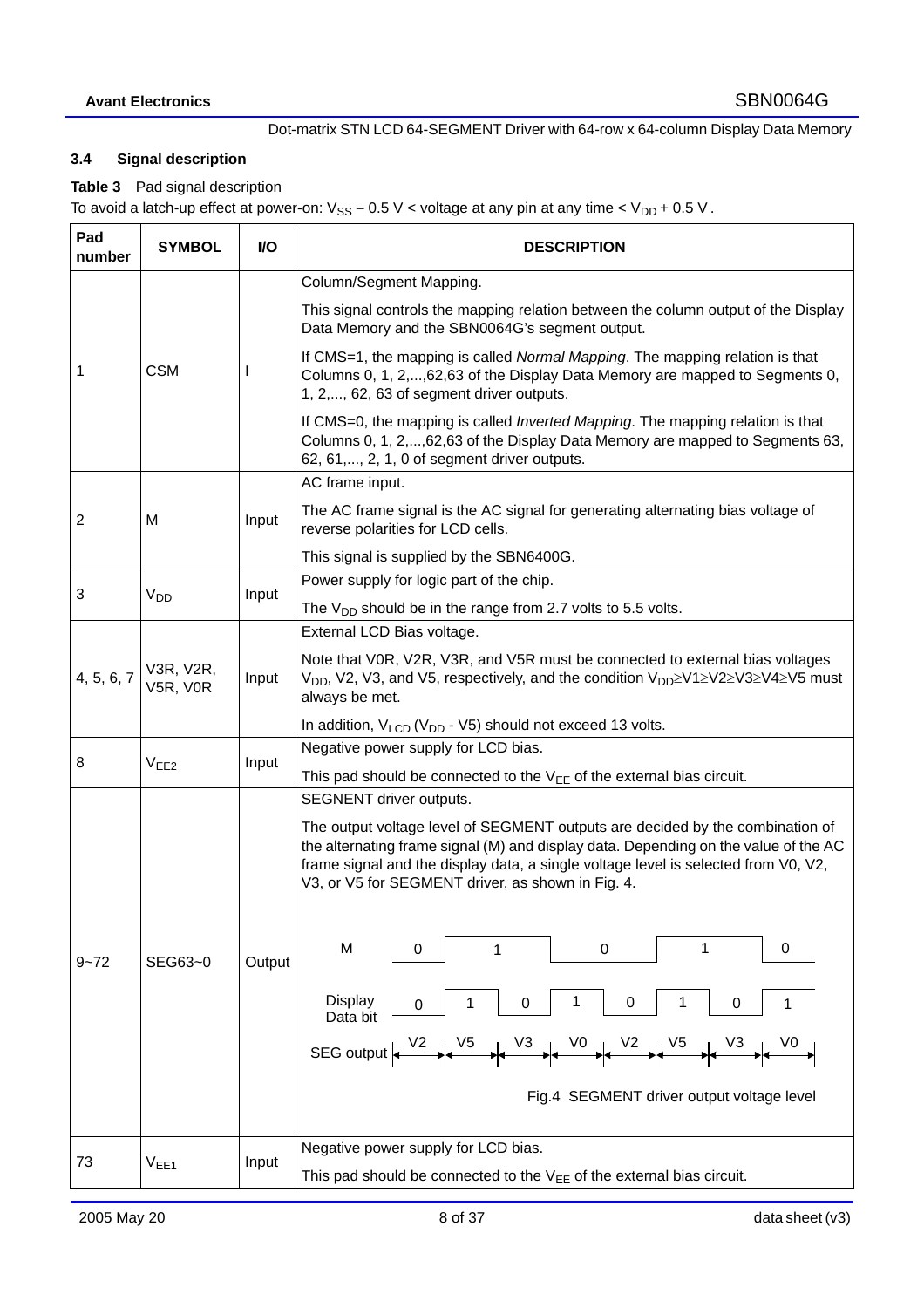### 3.4 Signal description

**Table 3** Pad signal description

To avoid a latch-up effect at power-on: $V_{SS} - 0.5$ V < voltage at any pin at any time < $V_{DD} + 0.5$ V .

| Pad number | SYMBOL | I/O | DESCRIPTION |
|---|---|---|---|
| 1 | CSM | I | Column/Segment Mapping.<br><br>This signal controls the mapping relation between the column output of the Display Data Memory and the SBN0064G's segment output.<br><br>If CMS=1, the mapping is called *Normal Mapping*. The mapping relation is that Columns 0, 1, 2,...,62,63 of the Display Data Memory are mapped to Segments 0, 1, 2,..., 62, 63 of segment driver outputs.<br><br>If CMS=0, the mapping is called *Inverted Mapping*. The mapping relation is that Columns 0, 1, 2,...,62,63 of the Display Data Memory are mapped to Segments 63, 62, 61,..., 2, 1, 0 of segment driver outputs. |
| 2 | M | Input | AC frame input.<br><br>The AC frame signal is the AC signal for generating alternating bias voltage of reverse polarities for LCD cells.<br><br>This signal is supplied by the SBN6400G. |
| 3 | $V_{DD}$ | Input | Power supply for logic part of the chip.<br><br>The $V_{DD}$ should be in the range from 2.7 volts to 5.5 volts. |
| 4, 5, 6, 7 | V3R, V2R, V5R, V0R | Input | External LCD Bias voltage.<br><br>Note that V0R, V2R, V3R, and V5R must be connected to external bias voltages $V_{DD}$, V2, V3, and V5, respectively, and the condition $V_{DD} \geq V1 \geq V2 \geq V3 \geq V4 \geq V5$ must always be met.<br><br>In addition, $V_{LCD}$ ($V_{DD}$ - V5) should not exceed 13 volts. |
| 8 | $V_{EE2}$ | Input | Negative power supply for LCD bias.<br><br>This pad should be connected to the $V_{EE}$ of the external bias circuit. |
| 9~72 | SEG63~0 | Output | SEGNENT driver outputs.<br><br>The output voltage level of SEGMENT outputs are decided by the combination of the alternating frame signal (M) and display data. Depending on the value of the AC frame signal and the display data, a single voltage level is selected from V0, V2, V3, or V5 for SEGMENT driver, as shown in Fig. 4.<br><br>M: 0, 1, 0, 1, 0<br>Display Data bit: 0, 1, 0, 1, 0, 1, 0, 1<br>SEG output: V2, V5, V3, V0, V2, V5, V3, V0<br><br>Fig.4 SEGMENT driver output voltage level |
| 73 | $V_{EE1}$ | Input | Negative power supply for LCD bias.<br><br>This pad should be connected to the $V_{EE}$ of the external bias circuit. |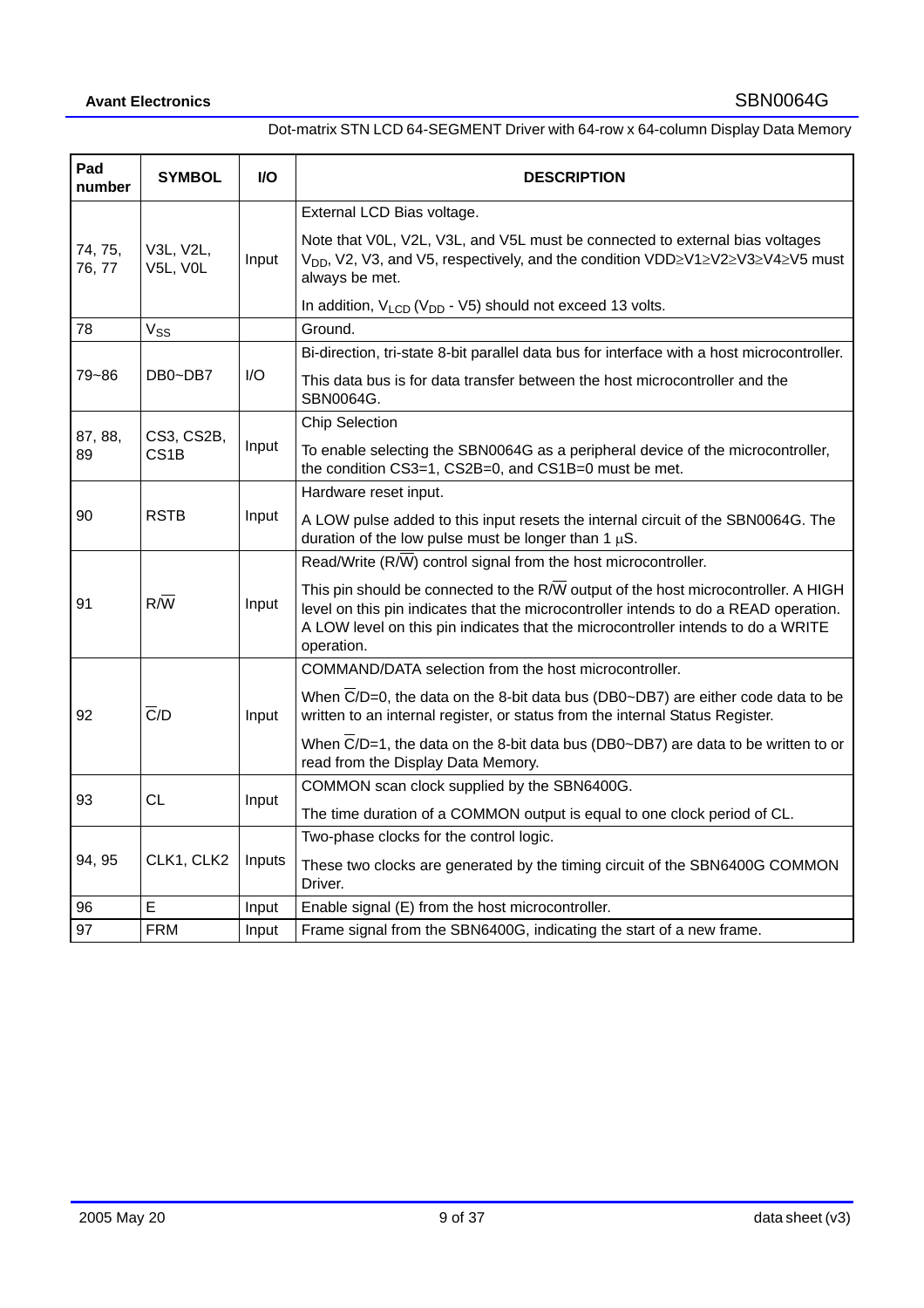| Pad number | SYMBOL | I/O | DESCRIPTION |
|---|---|---|---|
| 74, 75, 76, 77 | V3L, V2L, V5L, V0L | Input | External LCD Bias voltage.<br><br>Note that V0L, V2L, V3L, and V5L must be connected to external bias voltages $V_{DD}$, V2, V3, and V5, respectively, and the condition VDD≥V1≥V2≥V3≥V4≥V5 must always be met.<br><br>In addition, $V_{LCD}$ ($V_{DD}$ - V5) should not exceed 13 volts. |
| 78 | $V_{SS}$ | | Ground. |
| 79~86 | DB0~DB7 | I/O | Bi-direction, tri-state 8-bit parallel data bus for interface with a host microcontroller.<br><br>This data bus is for data transfer between the host microcontroller and the SBN0064G. |
| 87, 88, 89 | CS3, CS2B, CS1B | Input | Chip Selection<br><br>To enable selecting the SBN0064G as a peripheral device of the microcontroller, the condition CS3=1, CS2B=0, and CS1B=0 must be met. |
| 90 | RSTB | Input | Hardware reset input.<br><br>A LOW pulse added to this input resets the internal circuit of the SBN0064G. The duration of the low pulse must be longer than 1 μS. |
| 91 | R/$\overline{W}$ | Input | Read/Write (R/$\overline{W}$) control signal from the host microcontroller.<br><br>This pin should be connected to the R/$\overline{W}$ output of the host microcontroller. A HIGH level on this pin indicates that the microcontroller intends to do a READ operation. A LOW level on this pin indicates that the microcontroller intends to do a WRITE operation. |
| 92 | $\overline{C}$/D | Input | COMMAND/DATA selection from the host microcontroller.<br><br>When $\overline{C}$/D=0, the data on the 8-bit data bus (DB0~DB7) are either code data to be written to an internal register, or status from the internal Status Register.<br><br>When $\overline{C}$/D=1, the data on the 8-bit data bus (DB0~DB7) are data to be written to or read from the Display Data Memory. |
| 93 | CL | Input | COMMON scan clock supplied by the SBN6400G.<br><br>The time duration of a COMMON output is equal to one clock period of CL. |
| 94, 95 | CLK1, CLK2 | Inputs | Two-phase clocks for the control logic.<br><br>These two clocks are generated by the timing circuit of the SBN6400G COMMON Driver. |
| 96 | E | Input | Enable signal (E) from the host microcontroller. |
| 97 | FRM | Input | Frame signal from the SBN6400G, indicating the start of a new frame. |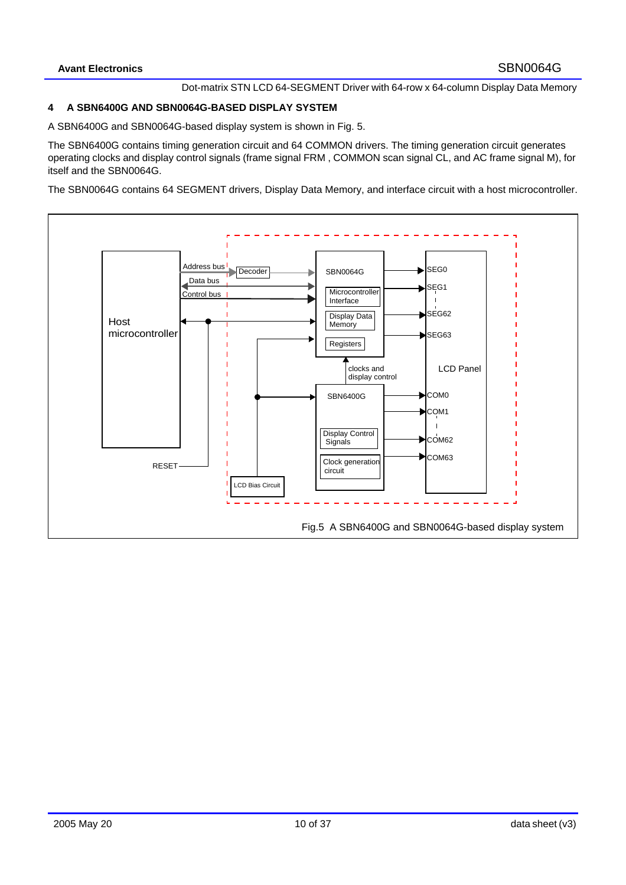## 4 A SBN6400G AND SBN0064G-BASED DISPLAY SYSTEM

A SBN6400G and SBN0064G-based display system is shown in Fig. 5.

The SBN6400G contains timing generation circuit and 64 COMMON drivers. The timing generation circuit generates operating clocks and display control signals (frame signal FRM , COMMON scan signal CL, and AC frame signal M), for itself and the SBN0064G.

The SBN0064G contains 64 SEGMENT drivers, Display Data Memory, and interface circuit with a host microcontroller.

Fig.5 A SBN6400G and SBN0064G-based display system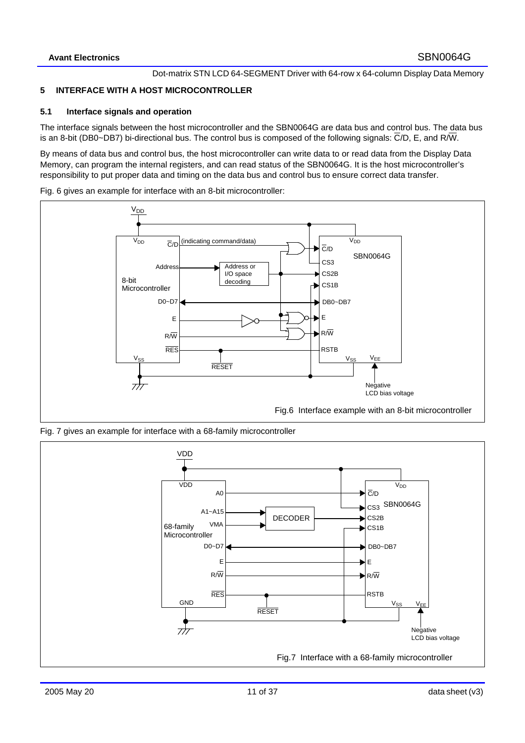## 5 INTERFACE WITH A HOST MICROCONTROLLER

### 5.1 Interface signals and operation

The interface signals between the host microcontroller and the SBN0064G are data bus and control bus. The data bus is an 8-bit (DB0~DB7) bi-directional bus. The control bus is composed of the following signals: C̅/D, E, and R/W̅.

By means of data bus and control bus, the host microcontroller can write data to or read data from the Display Data Memory, can program the internal registers, and can read status of the SBN0064G. It is the host microcontroller's responsibility to put proper data and timing on the data bus and control bus to ensure correct data transfer.

Fig. 6 gives an example for interface with an 8-bit microcontroller:

Fig.6 Interface example with an 8-bit microcontroller

Fig. 7 gives an example for interface with a 68-family microcontroller

Fig.7 Interface with a 68-family microcontroller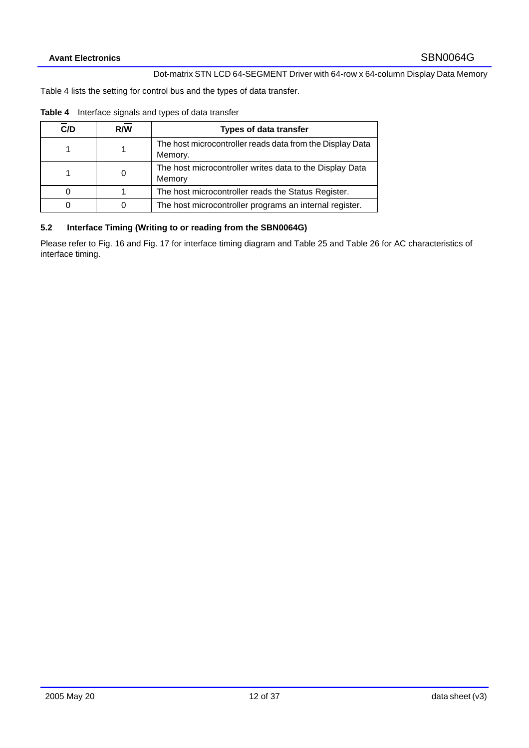Table 4 lists the setting for control bus and the types of data transfer.

**Table 4** Interface signals and types of data transfer

| $\overline{C}$/D | R/$\overline{W}$ | Types of data transfer |
|---|---|---|
| 1 | 1 | The host microcontroller reads data from the Display Data Memory. |
| 1 | 0 | The host microcontroller writes data to the Display Data Memory |
| 0 | 1 | The host microcontroller reads the Status Register. |
| 0 | 0 | The host microcontroller programs an internal register. |

### 5.2 Interface Timing (Writing to or reading from the SBN0064G)

Please refer to Fig. 16 and Fig. 17 for interface timing diagram and Table 25 and Table 26 for AC characteristics of interface timing.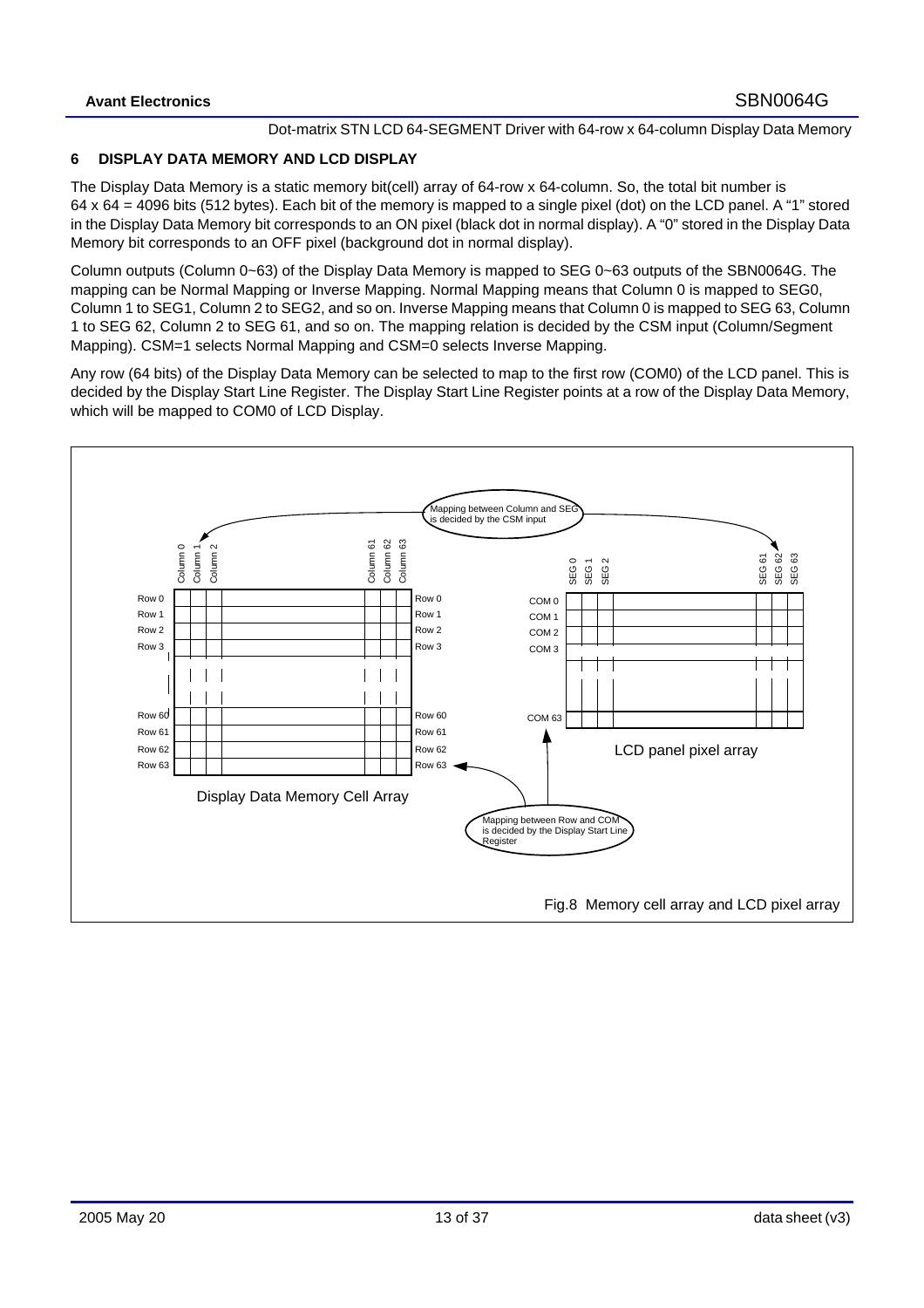## 6 DISPLAY DATA MEMORY AND LCD DISPLAY

The Display Data Memory is a static memory bit(cell) array of 64-row x 64-column. So, the total bit number is 64 x 64 = 4096 bits (512 bytes). Each bit of the memory is mapped to a single pixel (dot) on the LCD panel. A “1” stored in the Display Data Memory bit corresponds to an ON pixel (black dot in normal display). A “0” stored in the Display Data Memory bit corresponds to an OFF pixel (background dot in normal display).

Column outputs (Column 0~63) of the Display Data Memory is mapped to SEG 0~63 outputs of the SBN0064G. The mapping can be Normal Mapping or Inverse Mapping. Normal Mapping means that Column 0 is mapped to SEG0, Column 1 to SEG1, Column 2 to SEG2, and so on. Inverse Mapping means that Column 0 is mapped to SEG 63, Column 1 to SEG 62, Column 2 to SEG 61, and so on. The mapping relation is decided by the CSM input (Column/Segment Mapping). CSM=1 selects Normal Mapping and CSM=0 selects Inverse Mapping.

Any row (64 bits) of the Display Data Memory can be selected to map to the first row (COM0) of the LCD panel. This is decided by the Display Start Line Register. The Display Start Line Register points at a row of the Display Data Memory, which will be mapped to COM0 of LCD Display.

Mapping between Column and SEG is decided by the CSM input

Column 0, Column 1, Column 2, Column 61, Column 62, Column 63

SEG 0, SEG 1, SEG 2, SEG 61, SEG 62, SEG 63

Row 0, Row 1, Row 2, Row 3, Row 60, Row 61, Row 62, Row 63

COM 0, COM 1, COM 2, COM 3, COM 63

Display Data Memory Cell Array

LCD panel pixel array

Mapping between Row and COM is decided by the Display Start Line Register

Fig.8 Memory cell array and LCD pixel array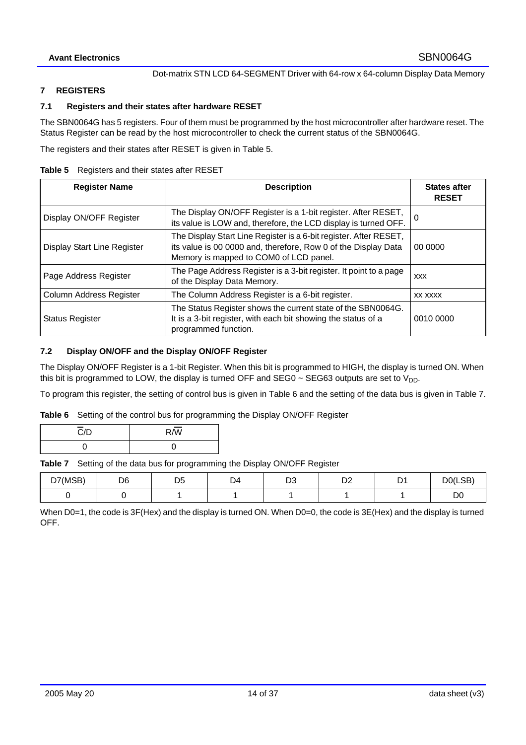## 7 REGISTERS

### 7.1 Registers and their states after hardware RESET

The SBN0064G has 5 registers. Four of them must be programmed by the host microcontroller after hardware reset. The Status Register can be read by the host microcontroller to check the current status of the SBN0064G.

The registers and their states after RESET is given in Table 5.

**Table 5** Registers and their states after RESET

| Register Name | Description | States after RESET |
|---|---|---|
| Display ON/OFF Register | The Display ON/OFF Register is a 1-bit register. After RESET, its value is LOW and, therefore, the LCD display is turned OFF. | 0 |
| Display Start Line Register | The Display Start Line Register is a 6-bit register. After RESET, its value is 00 0000 and, therefore, Row 0 of the Display Data Memory is mapped to COM0 of LCD panel. | 00 0000 |
| Page Address Register | The Page Address Register is a 3-bit register. It point to a page of the Display Data Memory. | xxx |
| Column Address Register | The Column Address Register is a 6-bit register. | xx xxxx |
| Status Register | The Status Register shows the current state of the SBN0064G. It is a 3-bit register, with each bit showing the status of a programmed function. | 0010 0000 |

### 7.2 Display ON/OFF and the Display ON/OFF Register

The Display ON/OFF Register is a 1-bit Register. When this bit is programmed to HIGH, the display is turned ON. When this bit is programmed to LOW, the display is turned OFF and SEG0 ~ SEG63 outputs are set to $V_{DD}$.

To program this register, the setting of control bus is given in Table 6 and the setting of the data bus is given in Table 7.

**Table 6** Setting of the control bus for programming the Display ON/OFF Register

| $\overline{C}$/D | R/$\overline{W}$ |
|---|---|
| 0 | 0 |

**Table 7** Setting of the data bus for programming the Display ON/OFF Register

| D7(MSB) | D6 | D5 | D4 | D3 | D2 | D1 | D0(LSB) |
|---|---|---|---|---|---|---|---|
| 0 | 0 | 1 | 1 | 1 | 1 | 1 | D0 |

When D0=1, the code is 3F(Hex) and the display is turned ON. When D0=0, the code is 3E(Hex) and the display is turned OFF.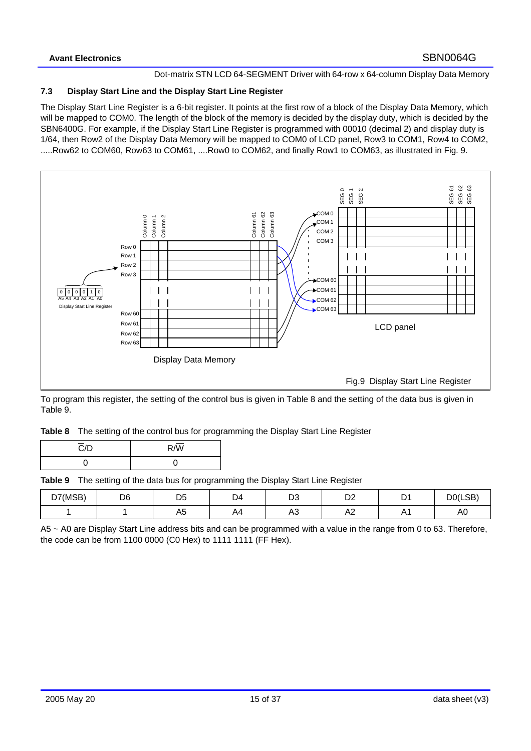### 7.3 Display Start Line and the Display Start Line Register

The Display Start Line Register is a 6-bit register. It points at the first row of a block of the Display Data Memory, which will be mapped to COM0. The length of the block of the memory is decided by the display duty, which is decided by the SBN6400G. For example, if the Display Start Line Register is programmed with 00010 (decimal 2) and display duty is 1/64, then Row2 of the Display Data Memory will be mapped to COM0 of LCD panel, Row3 to COM1, Row4 to COM2, .....Row62 to COM60, Row63 to COM61, ....Row0 to COM62, and finally Row1 to COM63, as illustrated in Fig. 9.

Fig.9 Display Start Line Register

To program this register, the setting of the control bus is given in Table 8 and the setting of the data bus is given in Table 9.

**Table 8** The setting of the control bus for programming the Display Start Line Register

| $\overline{C}$/D | R/$\overline{W}$ |
|---|---|
| 0 | 0 |

**Table 9** The setting of the data bus for programming the Display Start Line Register

| D7(MSB) | D6 | D5 | D4 | D3 | D2 | D1 | D0(LSB) |
|---|---|---|---|---|---|---|---|
| 1 | 1 | A5 | A4 | A3 | A2 | A1 | A0 |

A5 ~ A0 are Display Start Line address bits and can be programmed with a value in the range from 0 to 63. Therefore, the code can be from 1100 0000 (C0 Hex) to 1111 1111 (FF Hex).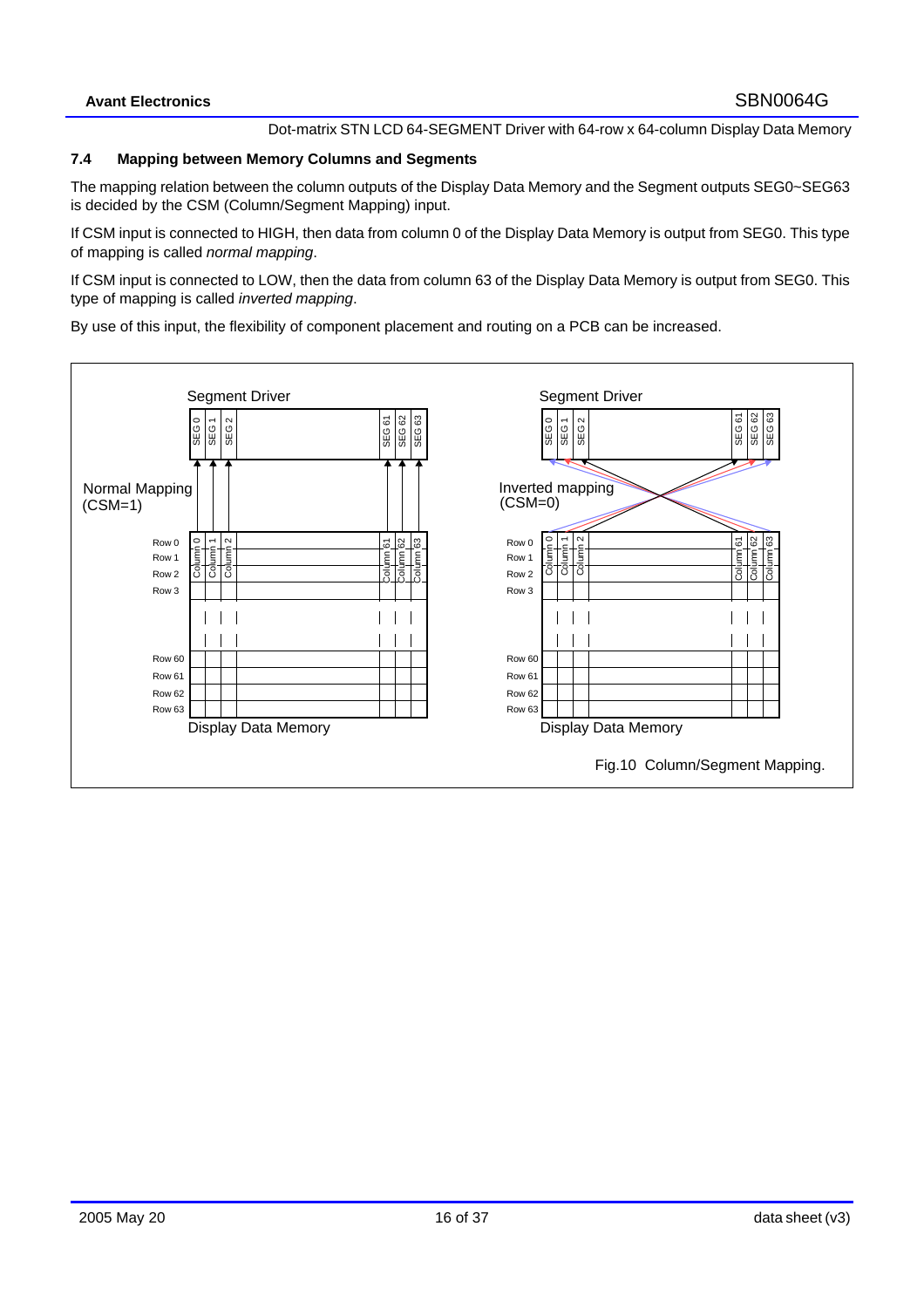### 7.4 Mapping between Memory Columns and Segments

The mapping relation between the column outputs of the Display Data Memory and the Segment outputs SEG0~SEG63 is decided by the CSM (Column/Segment Mapping) input.

If CSM input is connected to HIGH, then data from column 0 of the Display Data Memory is output from SEG0. This type of mapping is called *normal mapping*.

If CSM input is connected to LOW, then the data from column 63 of the Display Data Memory is output from SEG0. This type of mapping is called *inverted mapping*.

By use of this input, the flexibility of component placement and routing on a PCB can be increased.

Fig.10 Column/Segment Mapping.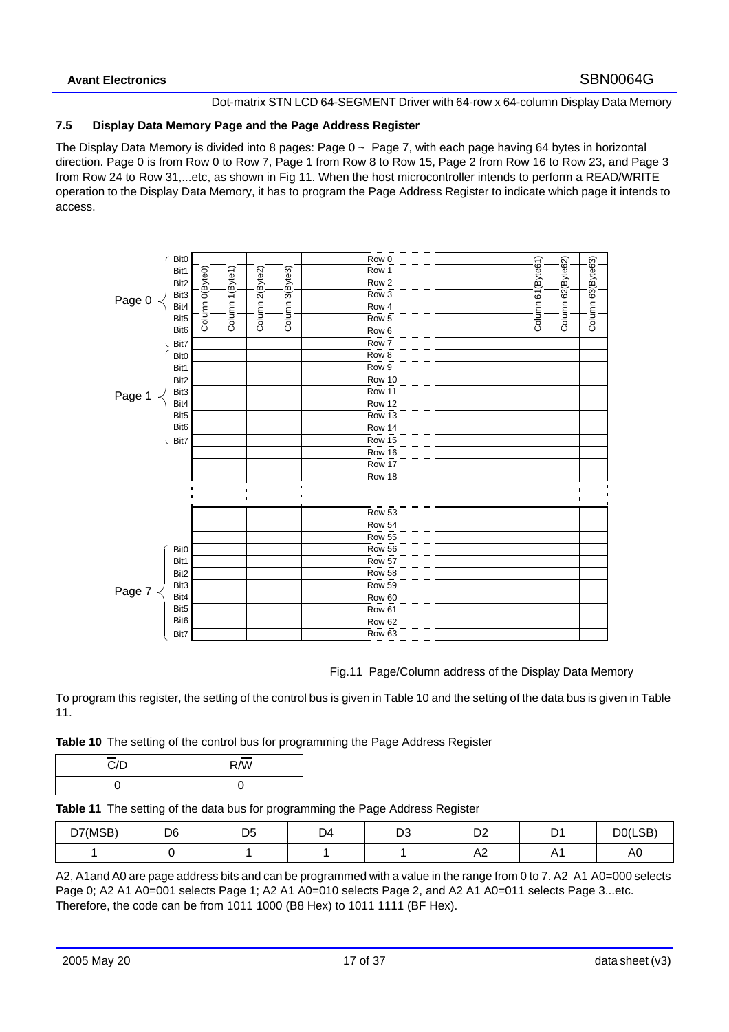### 7.5 Display Data Memory Page and the Page Address Register

The Display Data Memory is divided into 8 pages: Page 0 ~ Page 7, with each page having 64 bytes in horizontal direction. Page 0 is from Row 0 to Row 7, Page 1 from Row 8 to Row 15, Page 2 from Row 16 to Row 23, and Page 3 from Row 24 to Row 31,...etc, as shown in Fig 11. When the host microcontroller intends to perform a READ/WRITE operation to the Display Data Memory, it has to program the Page Address Register to indicate which page it intends to access.

Fig.11 Page/Column address of the Display Data Memory

To program this register, the setting of the control bus is given in Table 10 and the setting of the data bus is given in Table 11.

**Table 10** The setting of the control bus for programming the Page Address Register

| $\overline{C}$/D | R/$\overline{W}$ |
|---|---|
| 0 | 0 |

**Table 11** The setting of the data bus for programming the Page Address Register

| D7(MSB) | D6 | D5 | D4 | D3 | D2 | D1 | D0(LSB) |
|---|---|---|---|---|---|---|---|
| 1 | 0 | 1 | 1 | 1 | A2 | A1 | A0 |

A2, A1and A0 are page address bits and can be programmed with a value in the range from 0 to 7. A2 A1 A0=000 selects Page 0; A2 A1 A0=001 selects Page 1; A2 A1 A0=010 selects Page 2, and A2 A1 A0=011 selects Page 3...etc. Therefore, the code can be from 1011 1000 (B8 Hex) to 1011 1111 (BF Hex).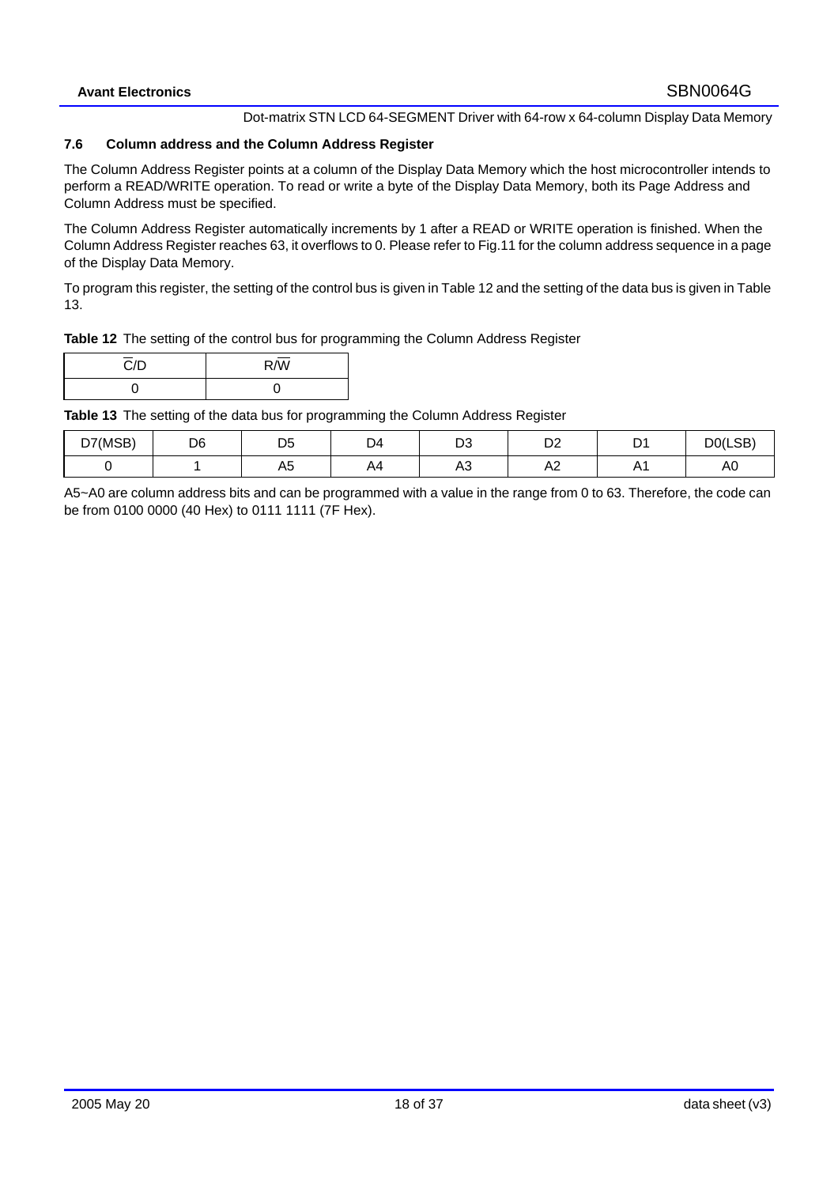### 7.6 Column address and the Column Address Register

The Column Address Register points at a column of the Display Data Memory which the host microcontroller intends to perform a READ/WRITE operation. To read or write a byte of the Display Data Memory, both its Page Address and Column Address must be specified.

The Column Address Register automatically increments by 1 after a READ or WRITE operation is finished. When the Column Address Register reaches 63, it overflows to 0. Please refer to Fig.11 for the column address sequence in a page of the Display Data Memory.

To program this register, the setting of the control bus is given in Table 12 and the setting of the data bus is given in Table 13.

**Table 12** The setting of the control bus for programming the Column Address Register

| $\overline{C}$/D | R/$\overline{W}$ |
|---|---|
| 0 | 0 |

**Table 13** The setting of the data bus for programming the Column Address Register

| D7(MSB) | D6 | D5 | D4 | D3 | D2 | D1 | D0(LSB) |
|---|---|---|---|---|---|---|---|
| 0 | 1 | A5 | A4 | A3 | A2 | A1 | A0 |

A5~A0 are column address bits and can be programmed with a value in the range from 0 to 63. Therefore, the code can be from 0100 0000 (40 Hex) to 0111 1111 (7F Hex).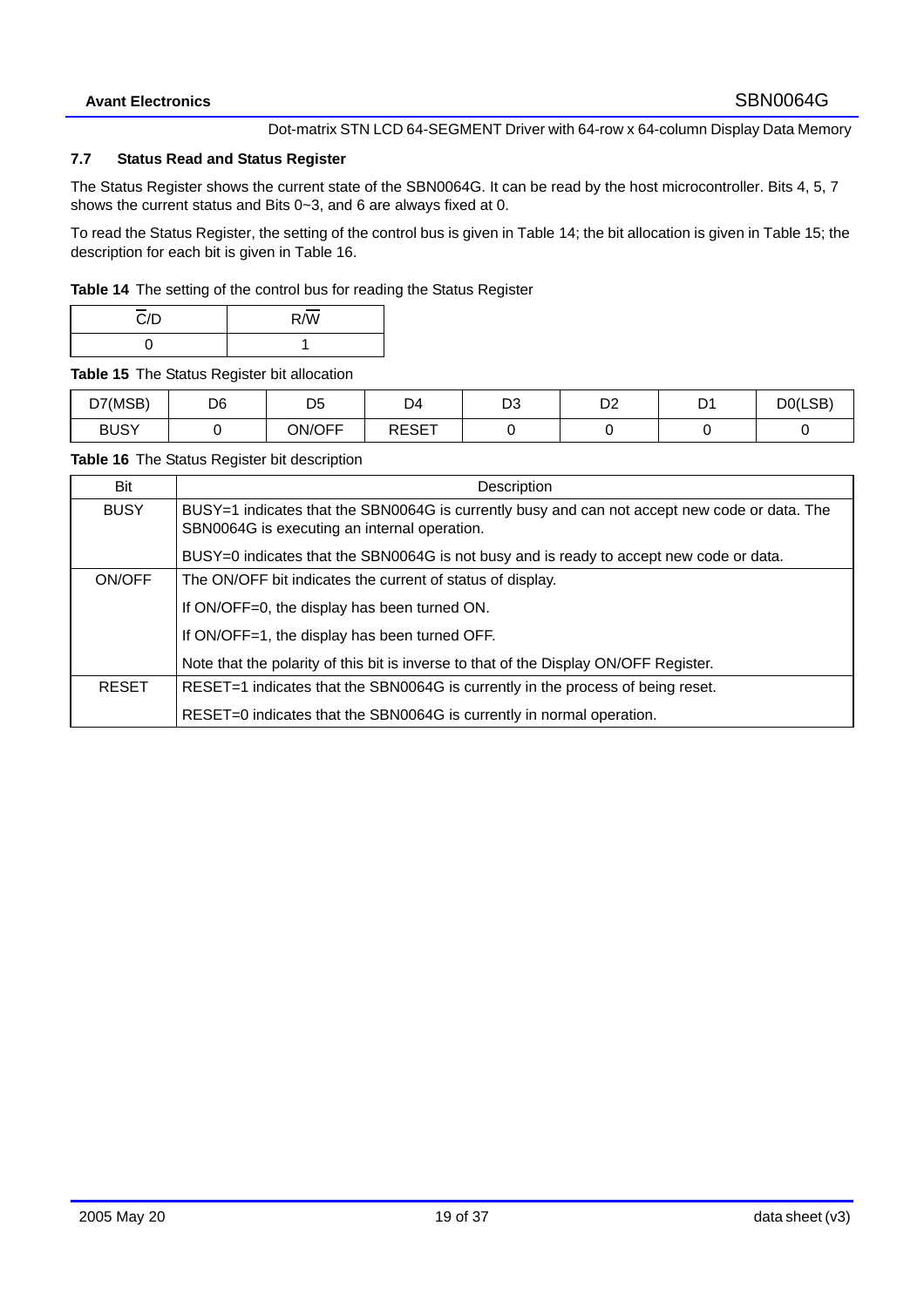### 7.7 Status Read and Status Register

The Status Register shows the current state of the SBN0064G. It can be read by the host microcontroller. Bits 4, 5, 7 shows the current status and Bits 0~3, and 6 are always fixed at 0.

To read the Status Register, the setting of the control bus is given in Table 14; the bit allocation is given in Table 15; the description for each bit is given in Table 16.

**Table 14** The setting of the control bus for reading the Status Register

| $\overline{C}$/D | R/$\overline{W}$ |
|---|---|
| 0 | 1 |

**Table 15** The Status Register bit allocation

| D7(MSB) | D6 | D5 | D4 | D3 | D2 | D1 | D0(LSB) |
|---|---|---|---|---|---|---|---|
| BUSY | 0 | ON/OFF | RESET | 0 | 0 | 0 | 0 |

**Table 16** The Status Register bit description

| Bit | Description |
|---|---|
| BUSY | BUSY=1 indicates that the SBN0064G is currently busy and can not accept new code or data. The SBN0064G is executing an internal operation.<br>BUSY=0 indicates that the SBN0064G is not busy and is ready to accept new code or data. |
| ON/OFF | The ON/OFF bit indicates the current of status of display.<br>If ON/OFF=0, the display has been turned ON.<br>If ON/OFF=1, the display has been turned OFF.<br>Note that the polarity of this bit is inverse to that of the Display ON/OFF Register. |
| RESET | RESET=1 indicates that the SBN0064G is currently in the process of being reset.<br>RESET=0 indicates that the SBN0064G is currently in normal operation. |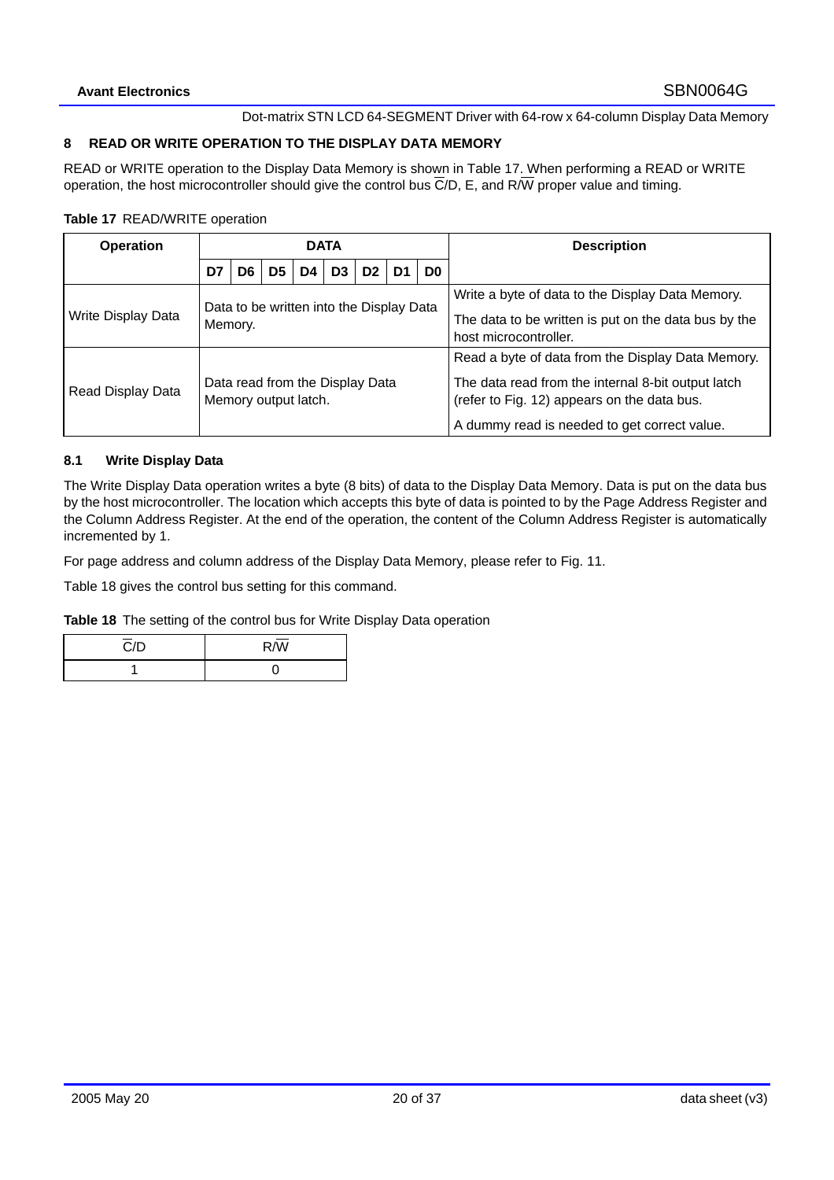## 8 READ OR WRITE OPERATION TO THE DISPLAY DATA MEMORY

READ or WRITE operation to the Display Data Memory is shown in Table 17. When performing a READ or WRITE operation, the host microcontroller should give the control bus $\overline{C}$/D, E, and R/$\overline{W}$ proper value and timing.

**Table 17** READ/WRITE operation

| Operation | DATA | | | | | | | | Description |
|---|---|---|---|---|---|---|---|---|---|
| | D7 | D6 | D5 | D4 | D3 | D2 | D1 | D0 | |
| Write Display Data | Data to be written into the Display Data Memory. | | | | | | | | Write a byte of data to the Display Data Memory. The data to be written is put on the data bus by the host microcontroller. |
| Read Display Data | Data read from the Display Data Memory output latch. | | | | | | | | Read a byte of data from the Display Data Memory. The data read from the internal 8-bit output latch (refer to Fig. 12) appears on the data bus. A dummy read is needed to get correct value. |

### 8.1 Write Display Data

The Write Display Data operation writes a byte (8 bits) of data to the Display Data Memory. Data is put on the data bus by the host microcontroller. The location which accepts this byte of data is pointed to by the Page Address Register and the Column Address Register. At the end of the operation, the content of the Column Address Register is automatically incremented by 1.

For page address and column address of the Display Data Memory, please refer to Fig. 11.

Table 18 gives the control bus setting for this command.

**Table 18** The setting of the control bus for Write Display Data operation

| $\overline{C}$/D | R/$\overline{W}$ |
|---|---|
| 1 | 0 |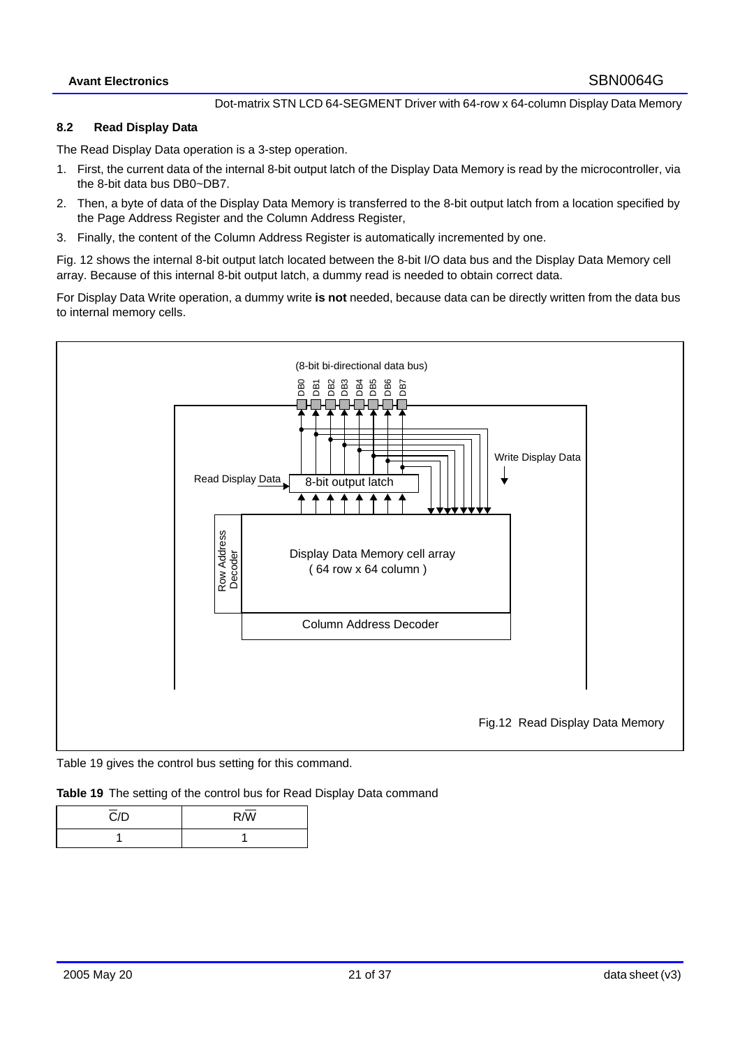### 8.2 Read Display Data

The Read Display Data operation is a 3-step operation.

1. First, the current data of the internal 8-bit output latch of the Display Data Memory is read by the microcontroller, via the 8-bit data bus DB0~DB7.
2. Then, a byte of data of the Display Data Memory is transferred to the 8-bit output latch from a location specified by the Page Address Register and the Column Address Register,
3. Finally, the content of the Column Address Register is automatically incremented by one.

Fig. 12 shows the internal 8-bit output latch located between the 8-bit I/O data bus and the Display Data Memory cell array. Because of this internal 8-bit output latch, a dummy read is needed to obtain correct data.

For Display Data Write operation, a dummy write **is not** needed, because data can be directly written from the data bus to internal memory cells.

(8-bit bi-directional data bus)

DB0 DB1 DB2 DB3 DB4 DB5 DB6 DB7

Read Display Data

8-bit output latch

Write Display Data

Row Address Decoder

Display Data Memory cell array
( 64 row x 64 column )

Column Address Decoder

Fig.12 Read Display Data Memory

Table 19 gives the control bus setting for this command.

**Table 19** The setting of the control bus for Read Display Data command

| $\overline{C}$/D | R/$\overline{W}$ |
|---|---|
| 1 | 1 |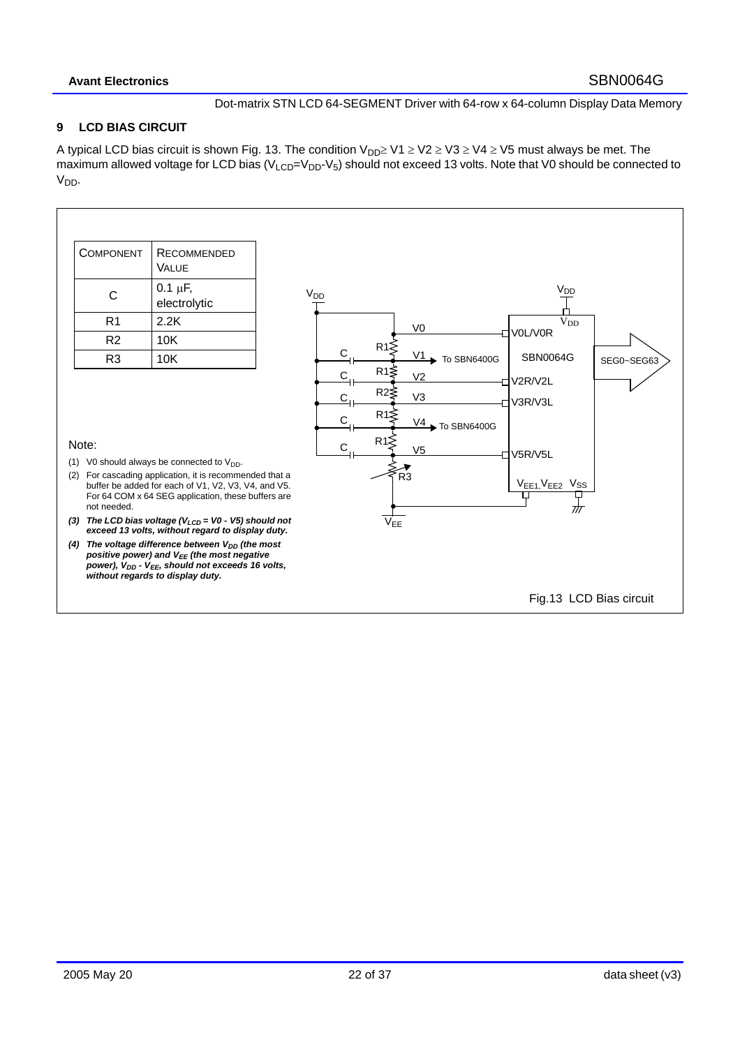## 9 LCD BIAS CIRCUIT

A typical LCD bias circuit is shown Fig. 13. The condition $V_{DD} \geq V1 \geq V2 \geq V3 \geq V4 \geq V5$ must always be met. The maximum allowed voltage for LCD bias ($V_{LCD}=V_{DD}-V_5$) should not exceed 13 volts. Note that V0 should be connected to $V_{DD}$.

| COMPONENT | RECOMMENDED VALUE |
|---|---|
| C | 0.1 µF, electrolytic |
| R1 | 2.2K |
| R2 | 10K |
| R3 | 10K |

Note:

(1) V0 should always be connected to $V_{DD}$.

(2) For cascading application, it is recommended that a buffer be added for each of V1, V2, V3, V4, and V5. For 64 COM x 64 SEG application, these buffers are not needed.

***(3) The LCD bias voltage ($V_{LCD}$ = V0 - V5) should not exceed 13 volts, without regard to display duty.***

***(4) The voltage difference between $V_{DD}$ (the most positive power) and $V_{EE}$ (the most negative power), $V_{DD}$ - $V_{EE}$, should not exceeds 16 volts, without regards to display duty.***

Fig.13 LCD Bias circuit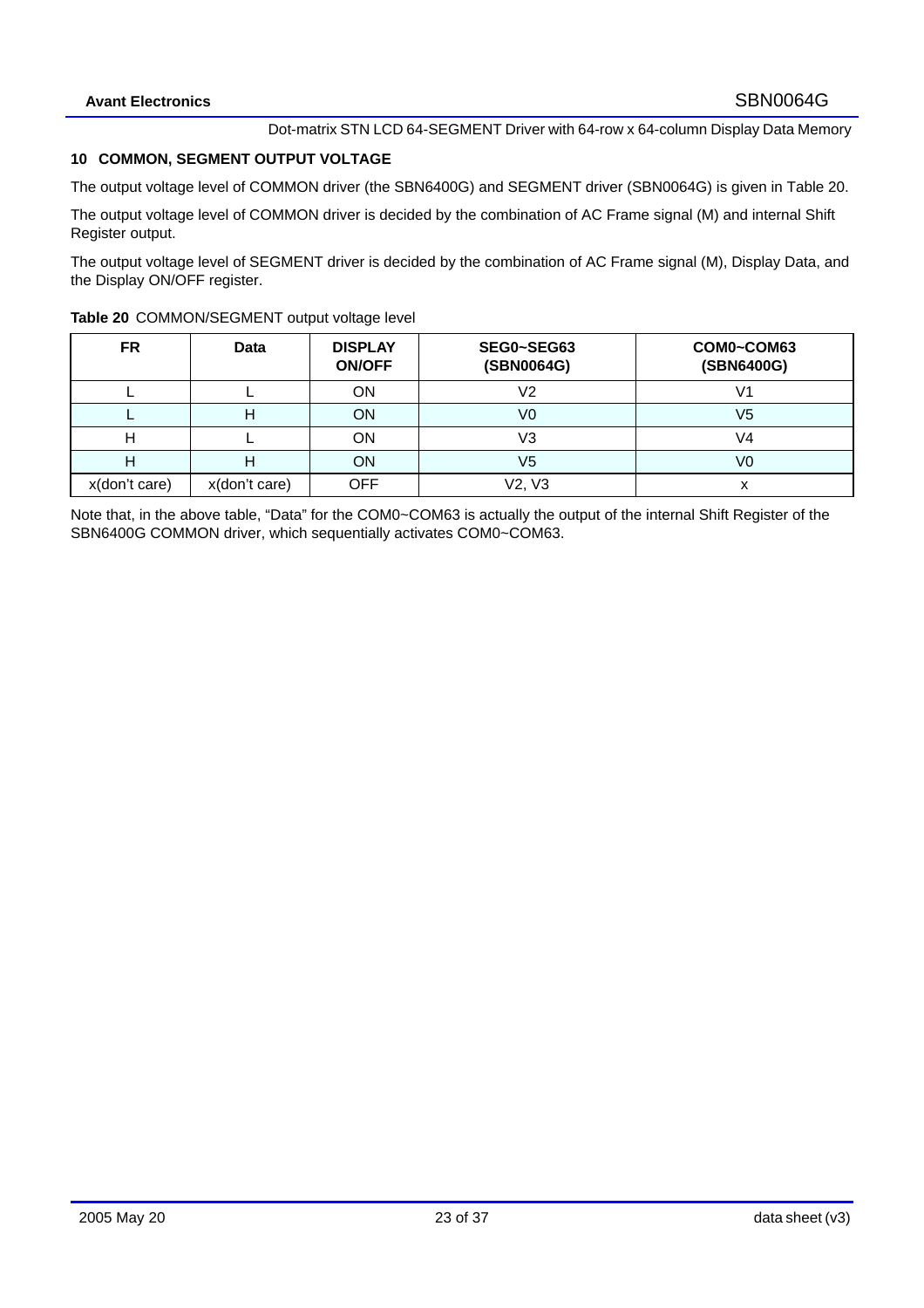## 10 COMMON, SEGMENT OUTPUT VOLTAGE

The output voltage level of COMMON driver (the SBN6400G) and SEGMENT driver (SBN0064G) is given in Table 20.

The output voltage level of COMMON driver is decided by the combination of AC Frame signal (M) and internal Shift Register output.

The output voltage level of SEGMENT driver is decided by the combination of AC Frame signal (M), Display Data, and the Display ON/OFF register.

**Table 20** COMMON/SEGMENT output voltage level

| FR | Data | DISPLAY ON/OFF | SEG0~SEG63 (SBN0064G) | COM0~COM63 (SBN6400G) |
|---|---|---|---|---|
| L | L | ON | V2 | V1 |
| L | H | ON | V0 | V5 |
| H | L | ON | V3 | V4 |
| H | H | ON | V5 | V0 |
| x(don't care) | x(don't care) | OFF | V2, V3 | x |

Note that, in the above table, “Data” for the COM0~COM63 is actually the output of the internal Shift Register of the SBN6400G COMMON driver, which sequentially activates COM0~COM63.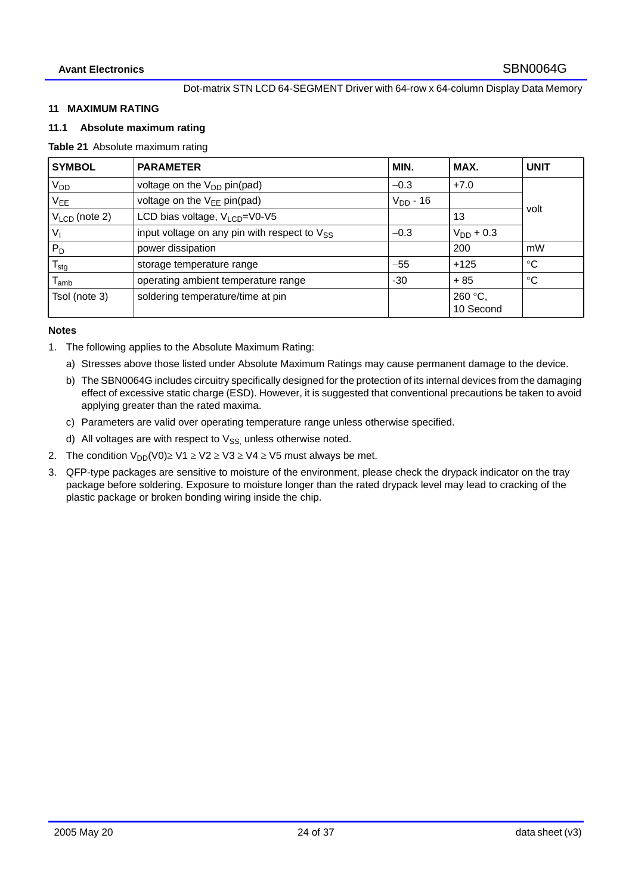## 11 MAXIMUM RATING

### 11.1 Absolute maximum rating

**Table 21** Absolute maximum rating

| SYMBOL | PARAMETER | MIN. | MAX. | UNIT |
|---|---|---|---|---|
| $V_{DD}$ | voltage on the $V_{DD}$ pin(pad) | −0.3 | +7.0 | volt |
| $V_{EE}$ | voltage on the $V_{EE}$ pin(pad) | $V_{DD}$ - 16 | | |
| $V_{LCD}$ (note 2) | LCD bias voltage, $V_{LCD}$=V0-V5 | | 13 | |
| $V_I$ | input voltage on any pin with respect to $V_{SS}$ | −0.3 | $V_{DD}$ + 0.3 | |
| $P_D$ | power dissipation | | 200 | mW |
| $T_{stg}$ | storage temperature range | −55 | +125 | °C |
| $T_{amb}$ | operating ambient temperature range | -30 | + 85 | °C |
| Tsol (note 3) | soldering temperature/time at pin | | 260 °C, 10 Second | |

**Notes**

1. The following applies to the Absolute Maximum Rating:
   a) Stresses above those listed under Absolute Maximum Ratings may cause permanent damage to the device.
   b) The SBN0064G includes circuitry specifically designed for the protection of its internal devices from the damaging effect of excessive static charge (ESD). However, it is suggested that conventional precautions be taken to avoid applying greater than the rated maxima.
   c) Parameters are valid over operating temperature range unless otherwise specified.
   d) All voltages are with respect to $V_{SS,}$ unless otherwise noted.
2. The condition $V_{DD}(V0) \geq V1 \geq V2 \geq V3 \geq V4 \geq V5$ must always be met.
3. QFP-type packages are sensitive to moisture of the environment, please check the drypack indicator on the tray package before soldering. Exposure to moisture longer than the rated drypack level may lead to cracking of the plastic package or broken bonding wiring inside the chip.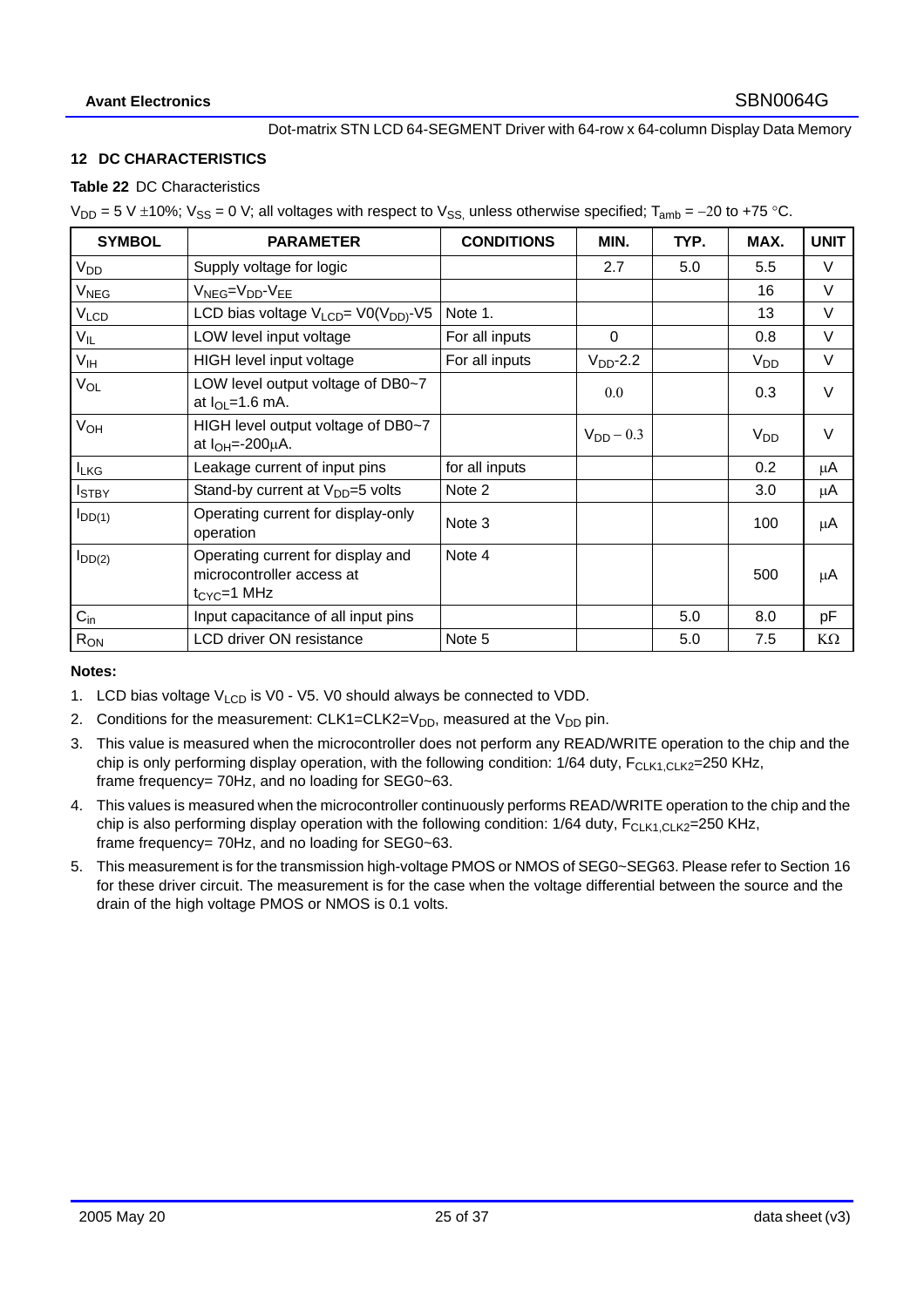## 12 DC CHARACTERISTICS

**Table 22** DC Characteristics

$V_{DD}$ = 5 V ±10%; $V_{SS}$ = 0 V; all voltages with respect to $V_{SS,}$ unless otherwise specified; $T_{amb}$ = −20 to +75 °C.

| SYMBOL | PARAMETER | CONDITIONS | MIN. | TYP. | MAX. | UNIT |
|---|---|---|---|---|---|---|
| $V_{DD}$ | Supply voltage for logic | | 2.7 | 5.0 | 5.5 | V |
| $V_{NEG}$ | $V_{NEG}$=$V_{DD}$-$V_{EE}$ | | | | 16 | V |
| $V_{LCD}$ | LCD bias voltage $V_{LCD}$= V0($V_{DD}$)-V5 | Note 1. | | | 13 | V |
| $V_{IL}$ | LOW level input voltage | For all inputs | 0 | | 0.8 | V |
| $V_{IH}$ | HIGH level input voltage | For all inputs | $V_{DD}$-2.2 | | $V_{DD}$ | V |
| $V_{OL}$ | LOW level output voltage of DB0~7 at $I_{OL}$=1.6 mA. | | 0.0 | | 0.3 | V |
| $V_{OH}$ | HIGH level output voltage of DB0~7 at $I_{OH}$=-200μA. | | $V_{DD}$ − 0.3 | | $V_{DD}$ | V |
| $I_{LKG}$ | Leakage current of input pins | for all inputs | | | 0.2 | μA |
| $I_{STBY}$ | Stand-by current at $V_{DD}$=5 volts | Note 2 | | | 3.0 | μA |
| $I_{DD(1)}$ | Operating current for display-only operation | Note 3 | | | 100 | μA |
| $I_{DD(2)}$ | Operating current for display and microcontroller access at $t_{CYC}$=1 MHz | Note 4 | | | 500 | μA |
| $C_{in}$ | Input capacitance of all input pins | | | 5.0 | 8.0 | pF |
| $R_{ON}$ | LCD driver ON resistance | Note 5 | | 5.0 | 7.5 | KΩ |

**Notes:**

1. LCD bias voltage $V_{LCD}$ is V0 - V5. V0 should always be connected to VDD.
2. Conditions for the measurement: CLK1=CLK2=$V_{DD}$, measured at the $V_{DD}$ pin.
3. This value is measured when the microcontroller does not perform any READ/WRITE operation to the chip and the chip is only performing display operation, with the following condition: 1/64 duty, $F_{CLK1,CLK2}$=250 KHz, frame frequency= 70Hz, and no loading for SEG0~63.
4. This values is measured when the microcontroller continuously performs READ/WRITE operation to the chip and the chip is also performing display operation with the following condition: 1/64 duty, $F_{CLK1,CLK2}$=250 KHz, frame frequency= 70Hz, and no loading for SEG0~63.
5. This measurement is for the transmission high-voltage PMOS or NMOS of SEG0~SEG63. Please refer to Section 16 for these driver circuit. The measurement is for the case when the voltage differential between the source and the drain of the high voltage PMOS or NMOS is 0.1 volts.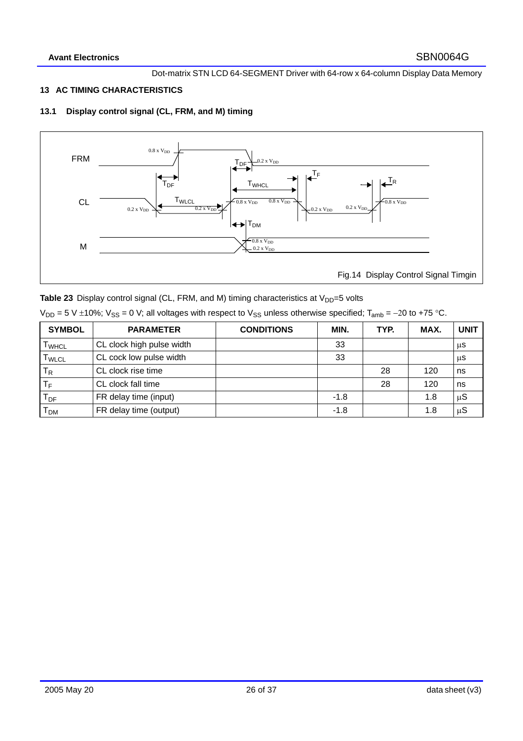## 13 AC TIMING CHARACTERISTICS

### 13.1 Display control signal (CL, FRM, and M) timing

Fig.14 Display Control Signal Timgin

**Table 23** Display control signal (CL, FRM, and M) timing characteristics at $V_{DD}$=5 volts

$V_{DD}$ = 5 V ±10%; $V_{SS}$ = 0 V; all voltages with respect to $V_{SS}$ unless otherwise specified; $T_{amb}$ = −20 to +75 °C.

| SYMBOL | PARAMETER | CONDITIONS | MIN. | TYP. | MAX. | UNIT |
|---|---|---|---|---|---|---|
| $T_{WHCL}$ | CL clock high pulse width | | 33 | | | µs |
| $T_{WLCL}$ | CL cock low pulse width | | 33 | | | µs |
| $T_R$ | CL clock rise time | | | 28 | 120 | ns |
| $T_F$ | CL clock fall time | | | 28 | 120 | ns |
| $T_{DF}$ | FR delay time (input) | | -1.8 | | 1.8 | µS |
| $T_{DM}$ | FR delay time (output) | | -1.8 | | 1.8 | µS |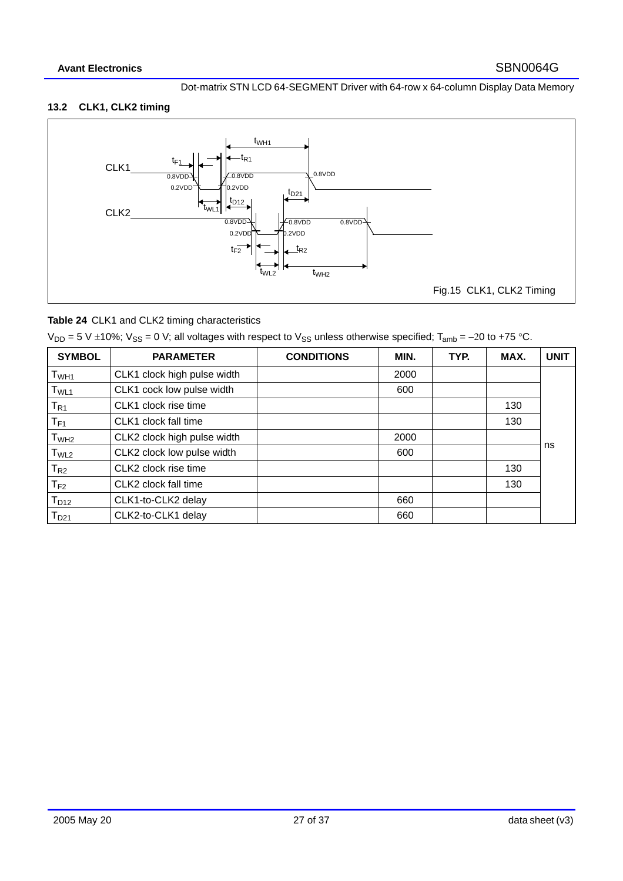### 13.2 CLK1, CLK2 timing

Fig.15 CLK1, CLK2 Timing

**Table 24** CLK1 and CLK2 timing characteristics

$V_{DD}$ = 5 V ±10%; $V_{SS}$ = 0 V; all voltages with respect to $V_{SS}$ unless otherwise specified; $T_{amb}$ = −20 to +75 °C.

| SYMBOL | PARAMETER | CONDITIONS | MIN. | TYP. | MAX. | UNIT |
|---|---|---|---|---|---|---|
| $T_{WH1}$ | CLK1 clock high pulse width | | 2000 | | | ns |
| $T_{WL1}$ | CLK1 cock low pulse width | | 600 | | | |
| $T_{R1}$ | CLK1 clock rise time | | | | 130 | |
| $T_{F1}$ | CLK1 clock fall time | | | | 130 | |
| $T_{WH2}$ | CLK2 clock high pulse width | | 2000 | | | |
| $T_{WL2}$ | CLK2 clock low pulse width | | 600 | | | |
| $T_{R2}$ | CLK2 clock rise time | | | | 130 | |
| $T_{F2}$ | CLK2 clock fall time | | | | 130 | |
| $T_{D12}$ | CLK1-to-CLK2 delay | | 660 | | | |
| $T_{D21}$ | CLK2-to-CLK1 delay | | 660 | | | |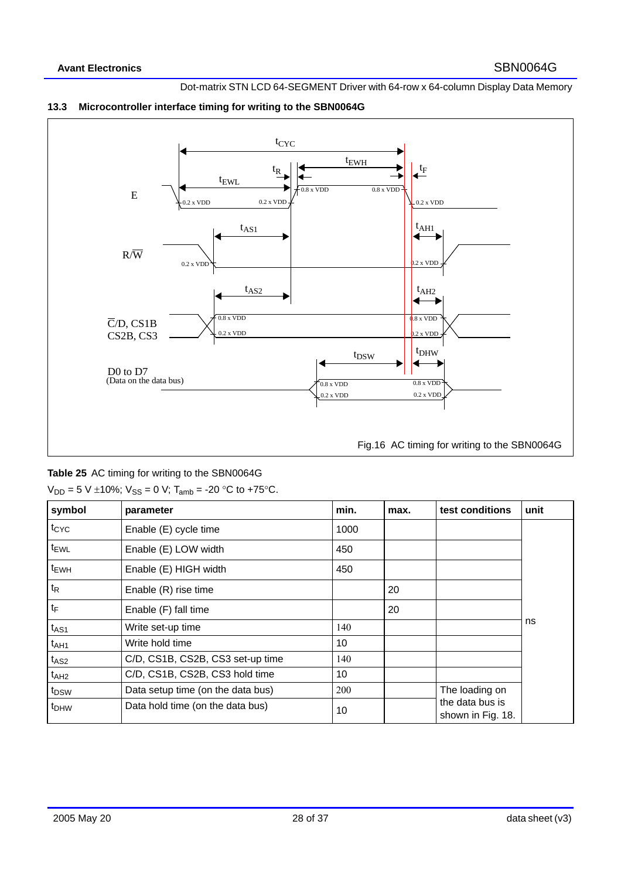## 13.3 Microcontroller interface timing for writing to the SBN0064G

Fig.16 AC timing for writing to the SBN0064G

**Table 25** AC timing for writing to the SBN0064G

$V_{DD}$ = 5 V ±10%; $V_{SS}$ = 0 V; $T_{amb}$ = -20 °C to +75°C.

| symbol | parameter | min. | max. | test conditions | unit |
|---|---|---|---|---|---|
| $t_{CYC}$ | Enable (E) cycle time | 1000 | | | ns |
| $t_{EWL}$ | Enable (E) LOW width | 450 | | | |
| $t_{EWH}$ | Enable (E) HIGH width | 450 | | | |
| $t_R$ | Enable (R) rise time | | 20 | | |
| $t_F$ | Enable (F) fall time | | 20 | | |
| $t_{AS1}$ | Write set-up time | 140 | | | |
| $t_{AH1}$ | Write hold time | 10 | | | |
| $t_{AS2}$ | C/D, CS1B, CS2B, CS3 set-up time | 140 | | | |
| $t_{AH2}$ | C/D, CS1B, CS2B, CS3 hold time | 10 | | | |
| $t_{DSW}$ | Data setup time (on the data bus) | 200 | | The loading on the data bus is shown in Fig. 18. | |
| $t_{DHW}$ | Data hold time (on the data bus) | 10 | | | |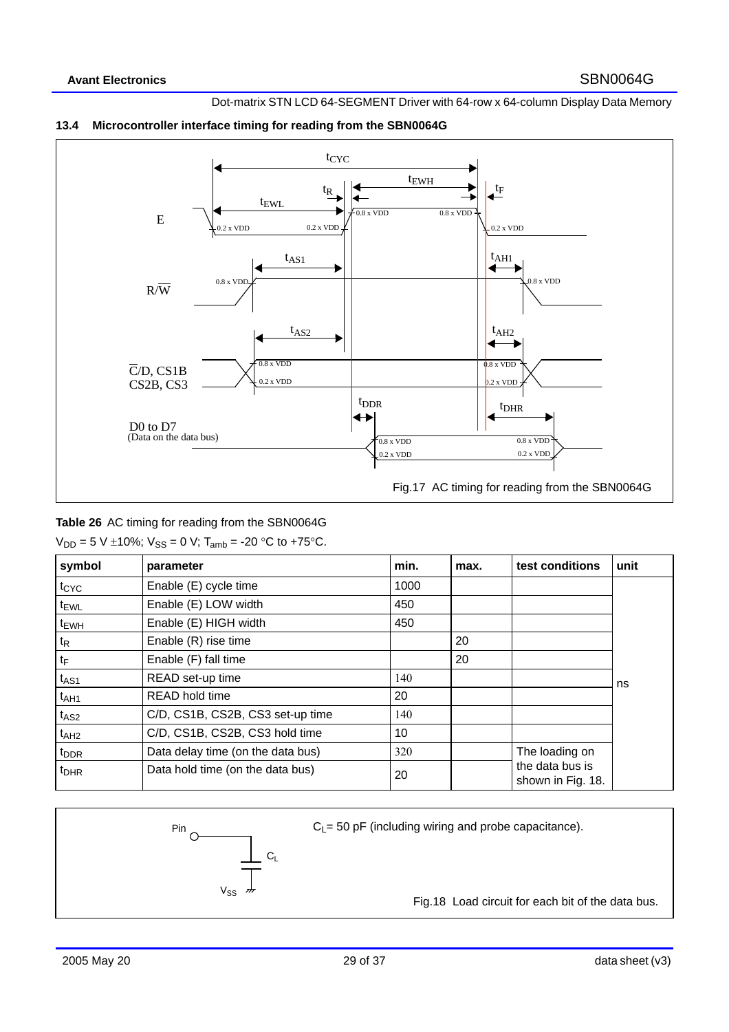### 13.4 Microcontroller interface timing for reading from the SBN0064G

Fig.17 AC timing for reading from the SBN0064G

**Table 26** AC timing for reading from the SBN0064G

$V_{DD}$ = 5 V ±10%; $V_{SS}$ = 0 V; $T_{amb}$ = -20 °C to +75°C.

| symbol | parameter | min. | max. | test conditions | unit |
|---|---|---|---|---|---|
| $t_{CYC}$ | Enable (E) cycle time | 1000 | | | ns |
| $t_{EWL}$ | Enable (E) LOW width | 450 | | | |
| $t_{EWH}$ | Enable (E) HIGH width | 450 | | | |
| $t_R$ | Enable (R) rise time | | 20 | | |
| $t_F$ | Enable (F) fall time | | 20 | | |
| $t_{AS1}$ | READ set-up time | 140 | | | |
| $t_{AH1}$ | READ hold time | 20 | | | |
| $t_{AS2}$ | C/D, CS1B, CS2B, CS3 set-up time | 140 | | | |
| $t_{AH2}$ | C/D, CS1B, CS2B, CS3 hold time | 10 | | | |
| $t_{DDR}$ | Data delay time (on the data bus) | 320 | | The loading on the data bus is shown in Fig. 18. | |
| $t_{DHR}$ | Data hold time (on the data bus) | 20 | | | |

$C_L$= 50 pF (including wiring and probe capacitance).

Fig.18 Load circuit for each bit of the data bus.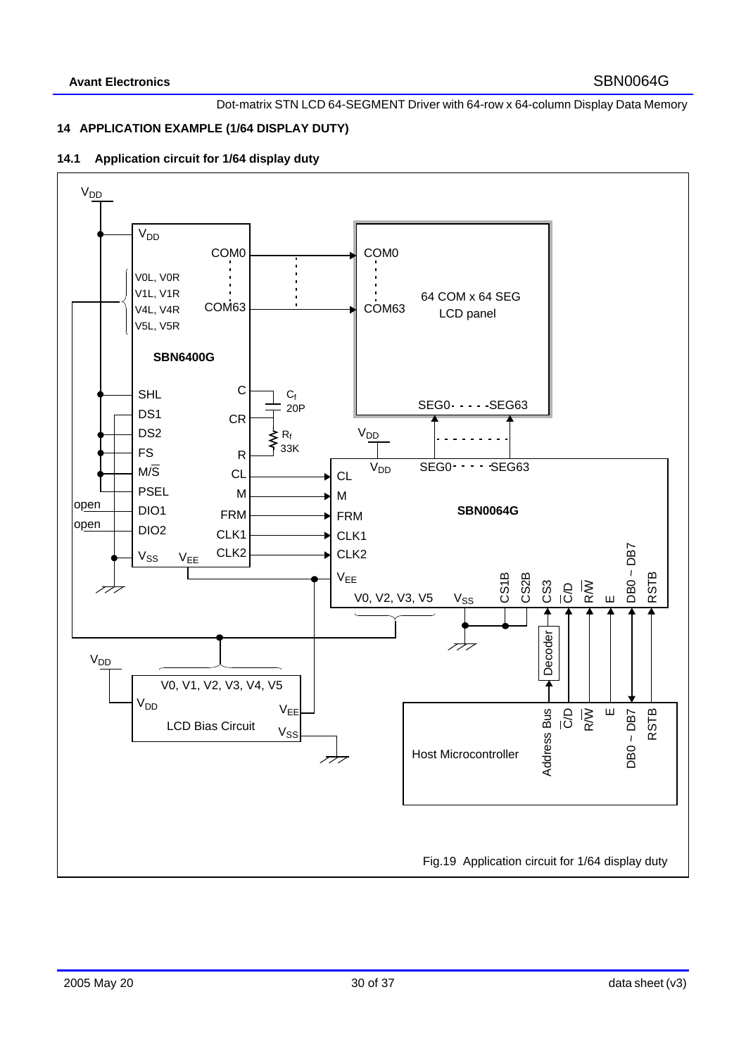## 14 APPLICATION EXAMPLE (1/64 DISPLAY DUTY)

### 14.1 Application circuit for 1/64 display duty

Fig.19 Application circuit for 1/64 display duty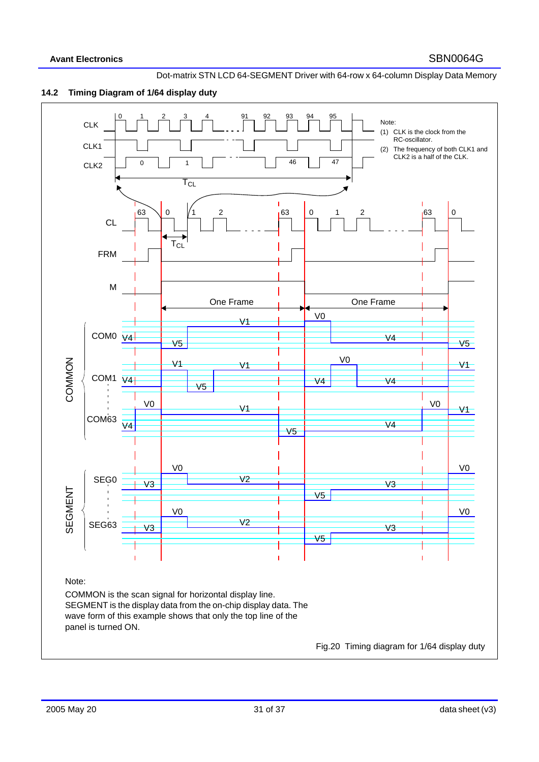## 14.2 Timing Diagram of 1/64 display duty

Note:

(1) CLK is the clock from the RC-oscillator.

(2) The frequency of both CLK1 and CLK2 is a half of the CLK.

Note:

COMMON is the scan signal for horizontal display line. SEGMENT is the display data from the on-chip display data. The wave form of this example shows that only the top line of the panel is turned ON.

Fig.20 Timing diagram for 1/64 display duty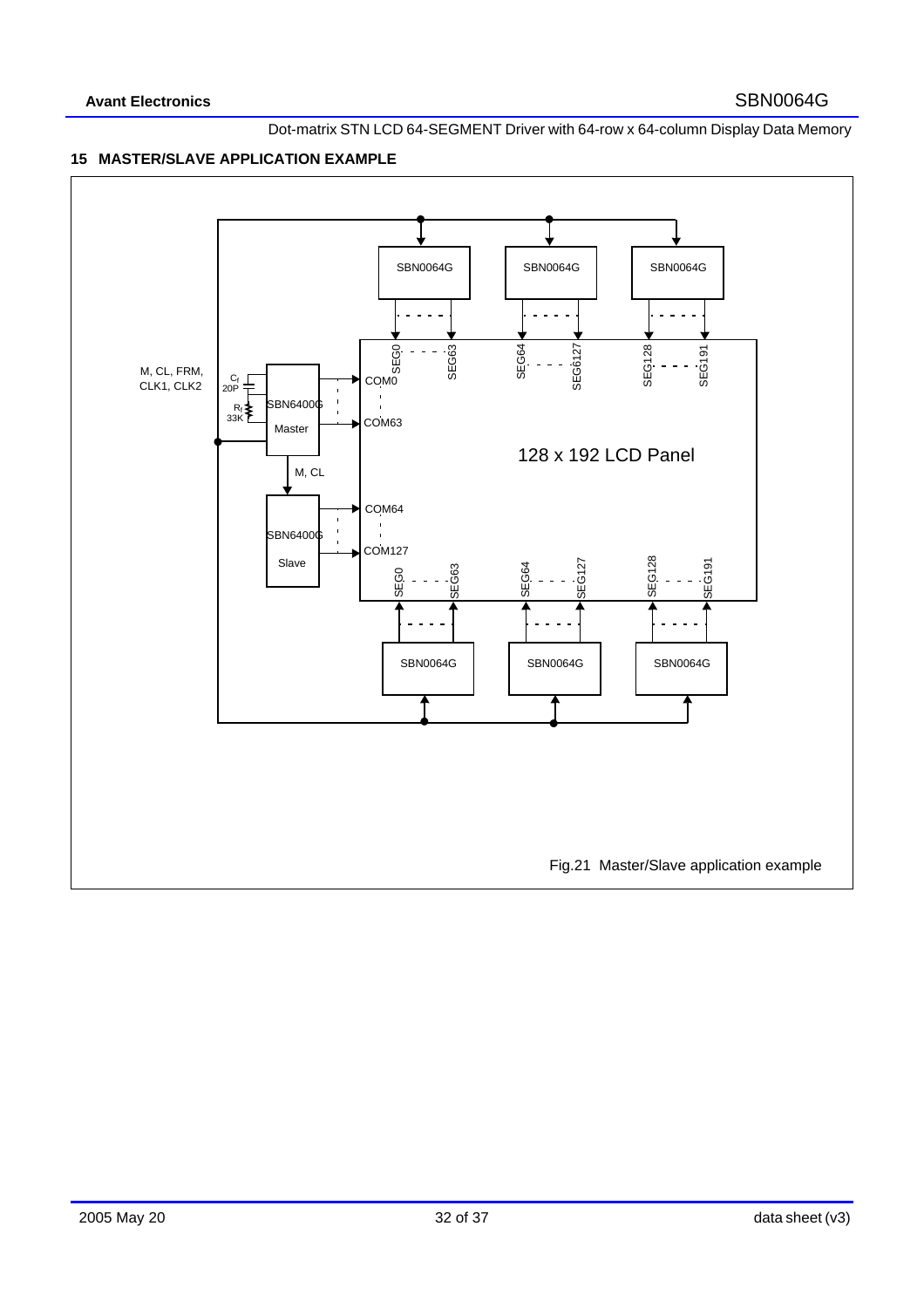## 15 MASTER/SLAVE APPLICATION EXAMPLE

Fig.21 Master/Slave application example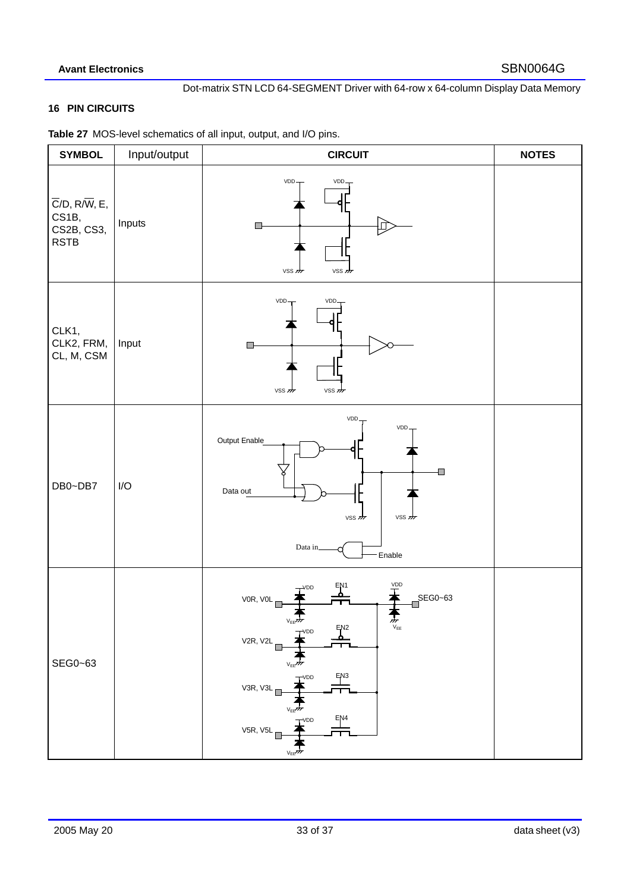## 16 PIN CIRCUITS

**Table 27** MOS-level schematics of all input, output, and I/O pins.

| SYMBOL | Input/output | CIRCUIT | NOTES |
|---|---|---|---|
| $\overline{C}$/D, R/$\overline{W}$, E, CS1B, CS2B, CS3, RSTB | Inputs | VDD, VDD, VSS, VSS | |
| CLK1, CLK2, FRM, CL, M, CSM | Input | VDD, VDD, VSS, VSS | |
| DB0~DB7 | I/O | VDD, VDD, Output Enable, Data out, VSS, VSS, Data in, Enable | |
| SEG0~63 | | V0R, V0L, VDD, $V_{EE}$, EN1, VDD, SEG0~63, $V_{EE}$, V2R, V2L, VDD, $V_{EE}$, EN2, V3R, V3L, VDD, $V_{EE}$, EN3, V5R, V5L, VDD, $V_{EE}$, EN4 | |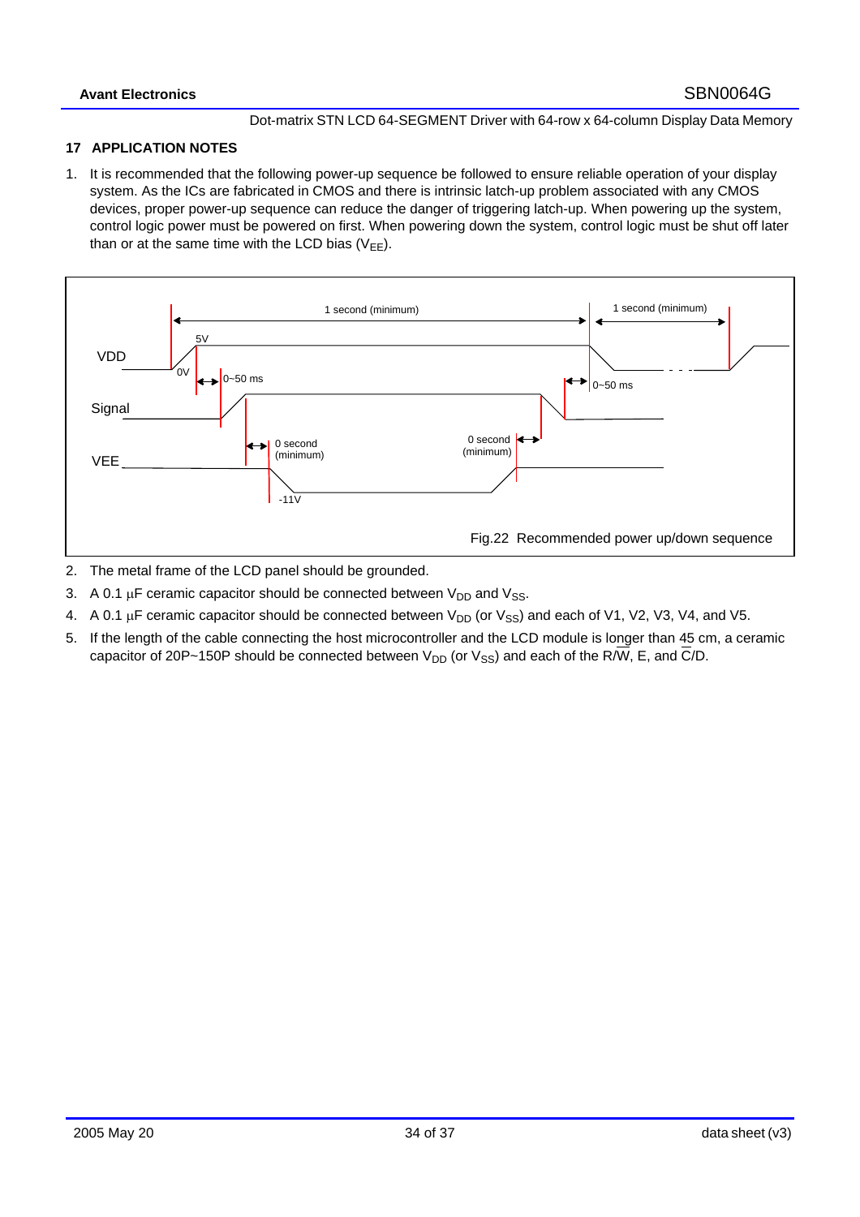## 17 APPLICATION NOTES

1. It is recommended that the following power-up sequence be followed to ensure reliable operation of your display system. As the ICs are fabricated in CMOS and there is intrinsic latch-up problem associated with any CMOS devices, proper power-up sequence can reduce the danger of triggering latch-up. When powering up the system, control logic power must be powered on first. When powering down the system, control logic must be shut off later than or at the same time with the LCD bias ($V_{EE}$).

Fig.22 Recommended power up/down sequence

2. The metal frame of the LCD panel should be grounded.
3. A 0.1 μF ceramic capacitor should be connected between $V_{DD}$ and $V_{SS}$.
4. A 0.1 μF ceramic capacitor should be connected between $V_{DD}$ (or $V_{SS}$) and each of V1, V2, V3, V4, and V5.
5. If the length of the cable connecting the host microcontroller and the LCD module is longer than 45 cm, a ceramic capacitor of 20P~150P should be connected between $V_{DD}$ (or $V_{SS}$) and each of the R/$\overline{W}$, E, and $\overline{C}$/D.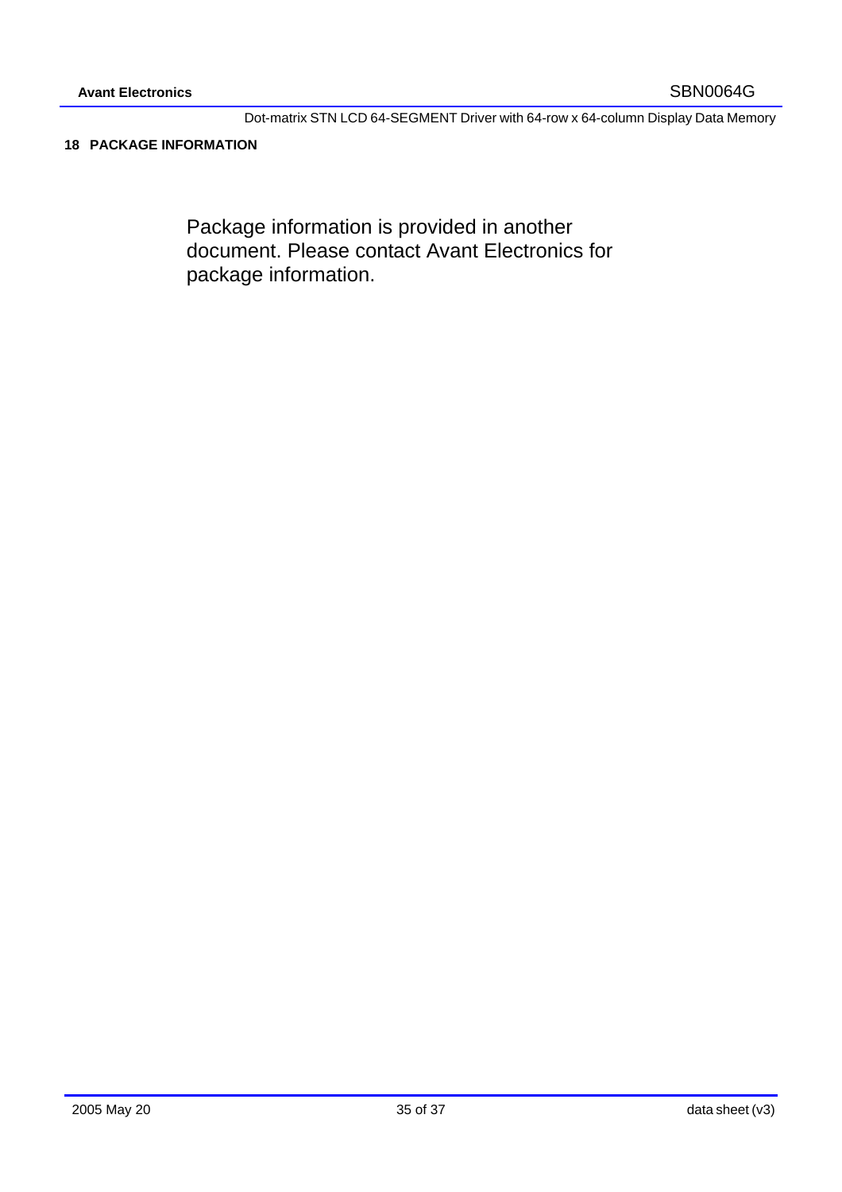## 18 PACKAGE INFORMATION

Package information is provided in another document. Please contact Avant Electronics for package information.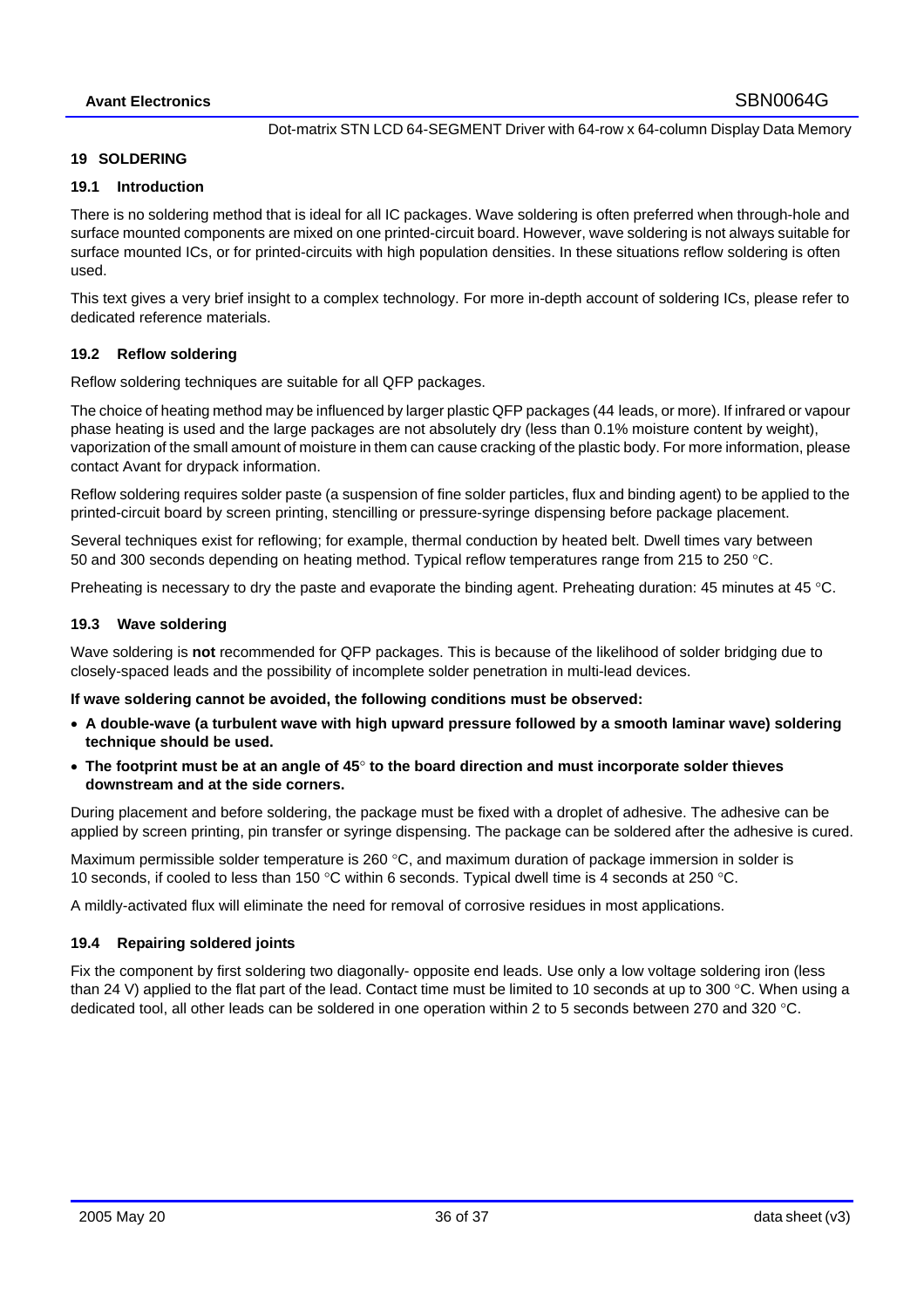## 19 SOLDERING

### 19.1 Introduction

There is no soldering method that is ideal for all IC packages. Wave soldering is often preferred when through-hole and surface mounted components are mixed on one printed-circuit board. However, wave soldering is not always suitable for surface mounted ICs, or for printed-circuits with high population densities. In these situations reflow soldering is often used.

This text gives a very brief insight to a complex technology. For more in-depth account of soldering ICs, please refer to dedicated reference materials.

### 19.2 Reflow soldering

Reflow soldering techniques are suitable for all QFP packages.

The choice of heating method may be influenced by larger plastic QFP packages (44 leads, or more). If infrared or vapour phase heating is used and the large packages are not absolutely dry (less than 0.1% moisture content by weight), vaporization of the small amount of moisture in them can cause cracking of the plastic body. For more information, please contact Avant for drypack information.

Reflow soldering requires solder paste (a suspension of fine solder particles, flux and binding agent) to be applied to the printed-circuit board by screen printing, stencilling or pressure-syringe dispensing before package placement.

Several techniques exist for reflowing; for example, thermal conduction by heated belt. Dwell times vary between 50 and 300 seconds depending on heating method. Typical reflow temperatures range from 215 to 250 °C.

Preheating is necessary to dry the paste and evaporate the binding agent. Preheating duration: 45 minutes at 45 °C.

### 19.3 Wave soldering

Wave soldering is **not** recommended for QFP packages. This is because of the likelihood of solder bridging due to closely-spaced leads and the possibility of incomplete solder penetration in multi-lead devices.

**If wave soldering cannot be avoided, the following conditions must be observed:**

- **A double-wave (a turbulent wave with high upward pressure followed by a smooth laminar wave) soldering technique should be used.**
- **The footprint must be at an angle of 45° to the board direction and must incorporate solder thieves downstream and at the side corners.**

During placement and before soldering, the package must be fixed with a droplet of adhesive. The adhesive can be applied by screen printing, pin transfer or syringe dispensing. The package can be soldered after the adhesive is cured.

Maximum permissible solder temperature is 260 °C, and maximum duration of package immersion in solder is 10 seconds, if cooled to less than 150 °C within 6 seconds. Typical dwell time is 4 seconds at 250 °C.

A mildly-activated flux will eliminate the need for removal of corrosive residues in most applications.

### 19.4 Repairing soldered joints

Fix the component by first soldering two diagonally- opposite end leads. Use only a low voltage soldering iron (less than 24 V) applied to the flat part of the lead. Contact time must be limited to 10 seconds at up to 300 °C. When using a dedicated tool, all other leads can be soldered in one operation within 2 to 5 seconds between 270 and 320 °C.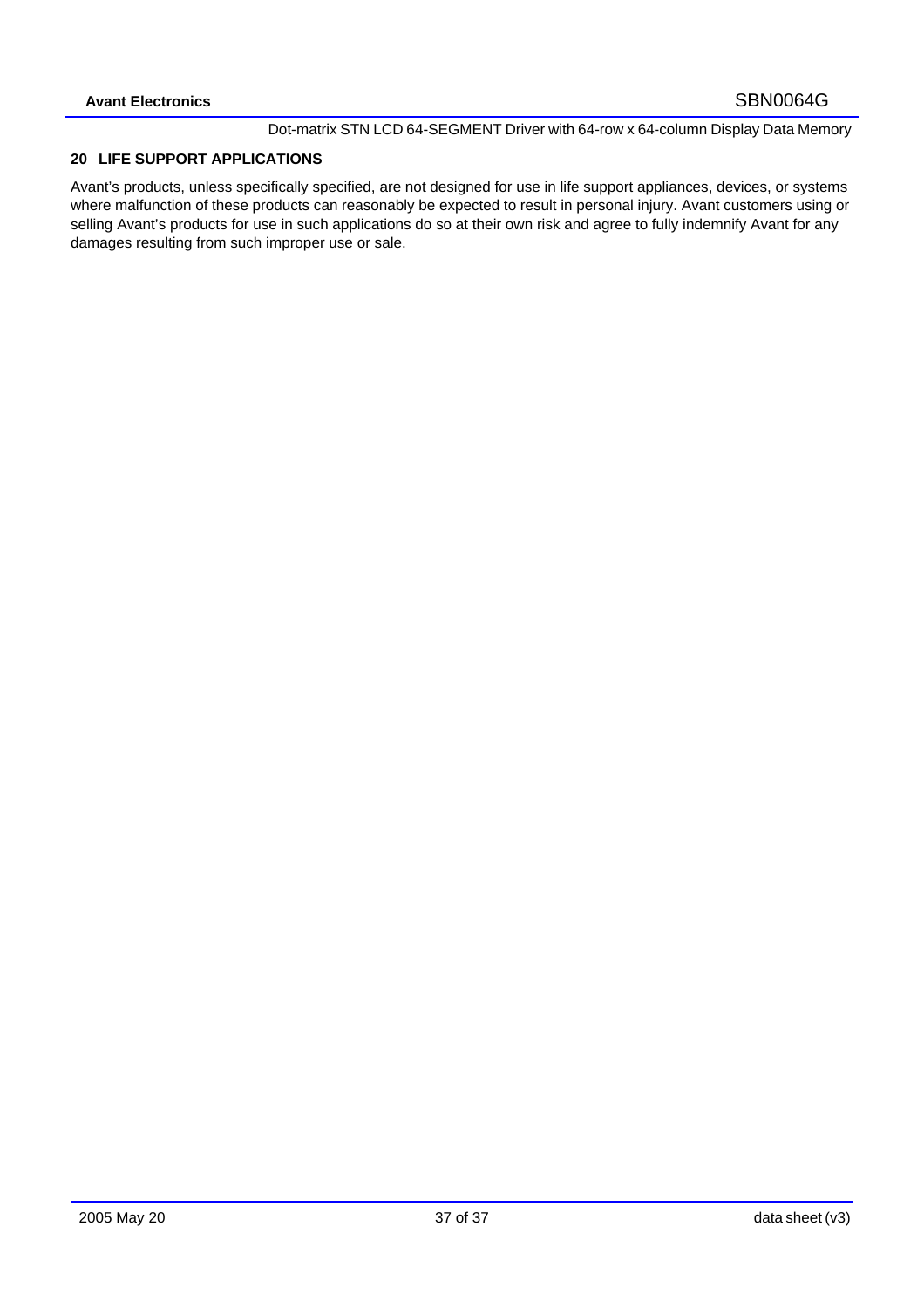## 20 LIFE SUPPORT APPLICATIONS

Avant's products, unless specifically specified, are not designed for use in life support appliances, devices, or systems where malfunction of these products can reasonably be expected to result in personal injury. Avant customers using or selling Avant's products for use in such applications do so at their own risk and agree to fully indemnify Avant for any damages resulting from such improper use or sale.